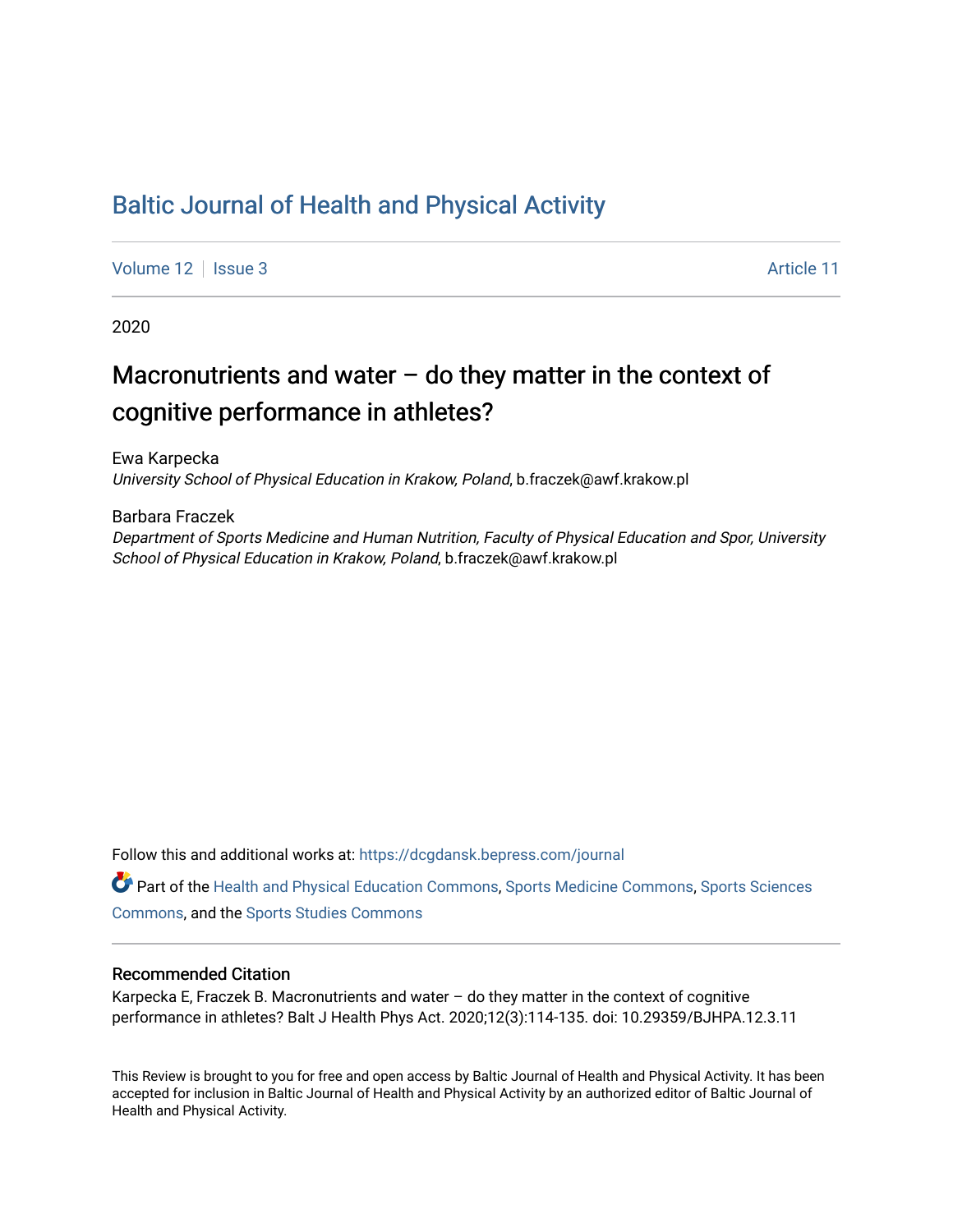# Baltic Journal of Health and Physical Activity

Volume 12 | Issue 3 Article 11

2020

## Macronutrients and water – do they matter in the context of cognitive performance in athletes?

Ewa Karpecka
*University School of Physical Education in Krakow, Poland*, b.fraczek@awf.krakow.pl

Barbara Fraczek
*Department of Sports Medicine and Human Nutrition, Faculty of Physical Education and Spor, University School of Physical Education in Krakow, Poland*, b.fraczek@awf.krakow.pl

Follow this and additional works at: https://dcgdansk.bepress.com/journal

Part of the Health and Physical Education Commons, Sports Medicine Commons, Sports Sciences Commons, and the Sports Studies Commons

### Recommended Citation

Karpecka E, Fraczek B. Macronutrients and water – do they matter in the context of cognitive performance in athletes? Balt J Health Phys Act. 2020;12(3):114-135. doi: 10.29359/BJHPA.12.3.11

This Review is brought to you for free and open access by Baltic Journal of Health and Physical Activity. It has been accepted for inclusion in Baltic Journal of Health and Physical Activity by an authorized editor of Baltic Journal of Health and Physical Activity.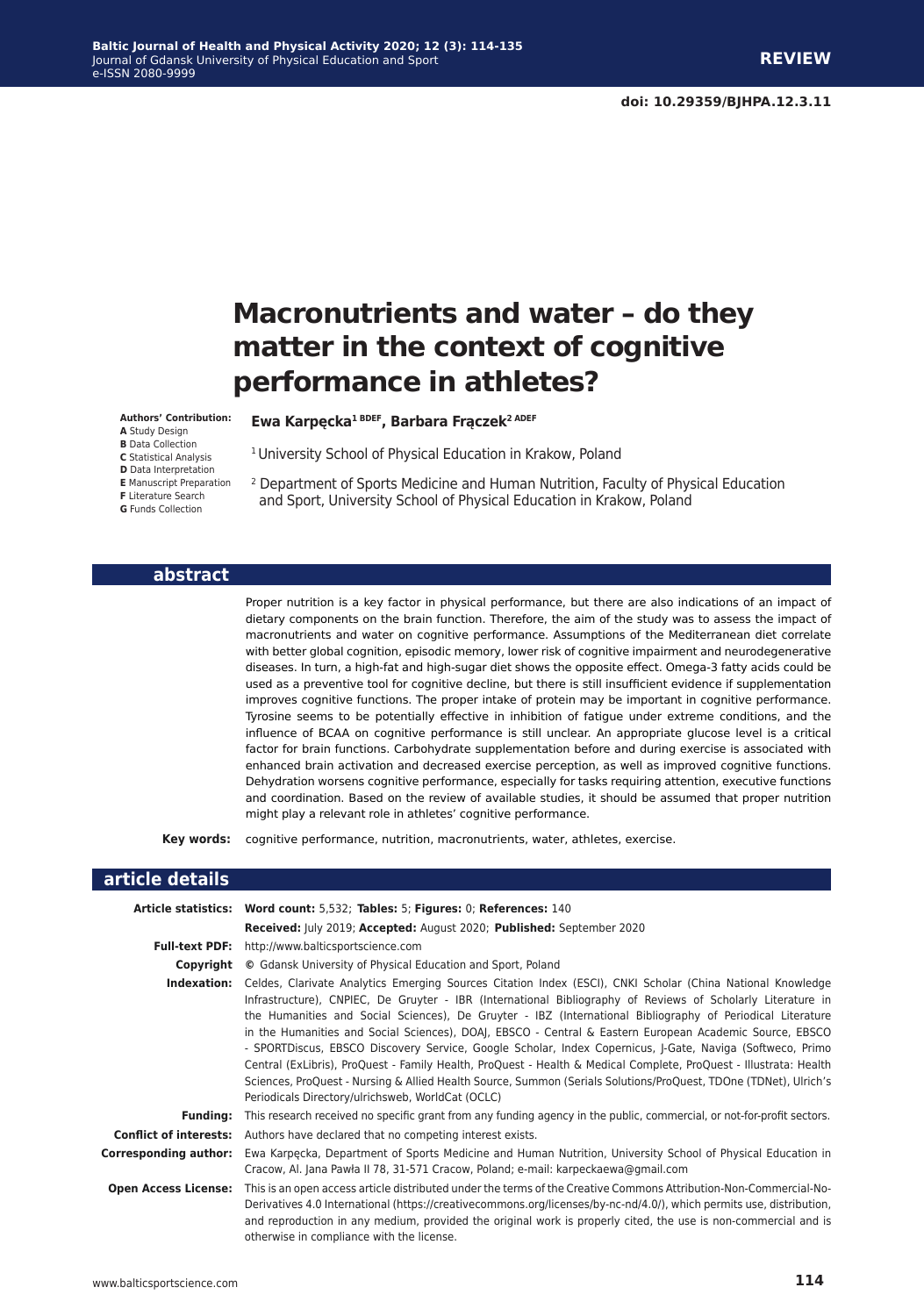REVIEW

doi: 10.29359/BJHPA.12.3.11

# Macronutrients and water – do they matter in the context of cognitive performance in athletes?

**Authors' Contribution:**
**A** Study Design
**B** Data Collection
**C** Statistical Analysis
**D** Data Interpretation
**E** Manuscript Preparation
**F** Literature Search
**G** Funds Collection

**Ewa Karpęcka[1 BDEF], Barbara Frączek[2 ADEF]**

[1] University School of Physical Education in Krakow, Poland

[2] Department of Sports Medicine and Human Nutrition, Faculty of Physical Education and Sport, University School of Physical Education in Krakow, Poland

## abstract

Proper nutrition is a key factor in physical performance, but there are also indications of an impact of dietary components on the brain function. Therefore, the aim of the study was to assess the impact of macronutrients and water on cognitive performance. Assumptions of the Mediterranean diet correlate with better global cognition, episodic memory, lower risk of cognitive impairment and neurodegenerative diseases. In turn, a high-fat and high-sugar diet shows the opposite effect. Omega-3 fatty acids could be used as a preventive tool for cognitive decline, but there is still insufficient evidence if supplementation improves cognitive functions. The proper intake of protein may be important in cognitive performance. Tyrosine seems to be potentially effective in inhibition of fatigue under extreme conditions, and the influence of BCAA on cognitive performance is still unclear. An appropriate glucose level is a critical factor for brain functions. Carbohydrate supplementation before and during exercise is associated with enhanced brain activation and decreased exercise perception, as well as improved cognitive functions. Dehydration worsens cognitive performance, especially for tasks requiring attention, executive functions and coordination. Based on the review of available studies, it should be assumed that proper nutrition might play a relevant role in athletes' cognitive performance.

**Key words:** cognitive performance, nutrition, macronutrients, water, athletes, exercise.

## article details

**Article statistics:** **Word count:** 5,532; **Tables:** 5; **Figures:** 0; **References:** 140

**Received:** July 2019; **Accepted:** August 2020; **Published:** September 2020

**Full-text PDF:** http://www.balticsportscience.com

**Copyright** © Gdansk University of Physical Education and Sport, Poland

**Indexation:** Celdes, Clarivate Analytics Emerging Sources Citation Index (ESCI), CNKI Scholar (China National Knowledge Infrastructure), CNPIEC, De Gruyter - IBR (International Bibliography of Reviews of Scholarly Literature in the Humanities and Social Sciences), De Gruyter - IBZ (International Bibliography of Periodical Literature in the Humanities and Social Sciences), DOAJ, EBSCO - Central & Eastern European Academic Source, EBSCO - SPORTDiscus, EBSCO Discovery Service, Google Scholar, Index Copernicus, J-Gate, Naviga (Softweco, Primo Central (ExLibris), ProQuest - Family Health, ProQuest - Health & Medical Complete, ProQuest - Illustrata: Health Sciences, ProQuest - Nursing & Allied Health Source, Summon (Serials Solutions/ProQuest, TDOne (TDNet), Ulrich's Periodicals Directory/ulrichsweb, WorldCat (OCLC)

**Funding:** This research received no specific grant from any funding agency in the public, commercial, or not-for-profit sectors.

**Conflict of interests:** Authors have declared that no competing interest exists.

**Corresponding author:** Ewa Karpęcka, Department of Sports Medicine and Human Nutrition, University School of Physical Education in Cracow, Al. Jana Pawła II 78, 31-571 Cracow, Poland; e-mail: karpeckaewa@gmail.com

**Open Access License:** This is an open access article distributed under the terms of the Creative Commons Attribution-Non-Commercial-No-Derivatives 4.0 International (https://creativecommons.org/licenses/by-nc-nd/4.0/), which permits use, distribution, and reproduction in any medium, provided the original work is properly cited, the use is non-commercial and is otherwise in compliance with the license.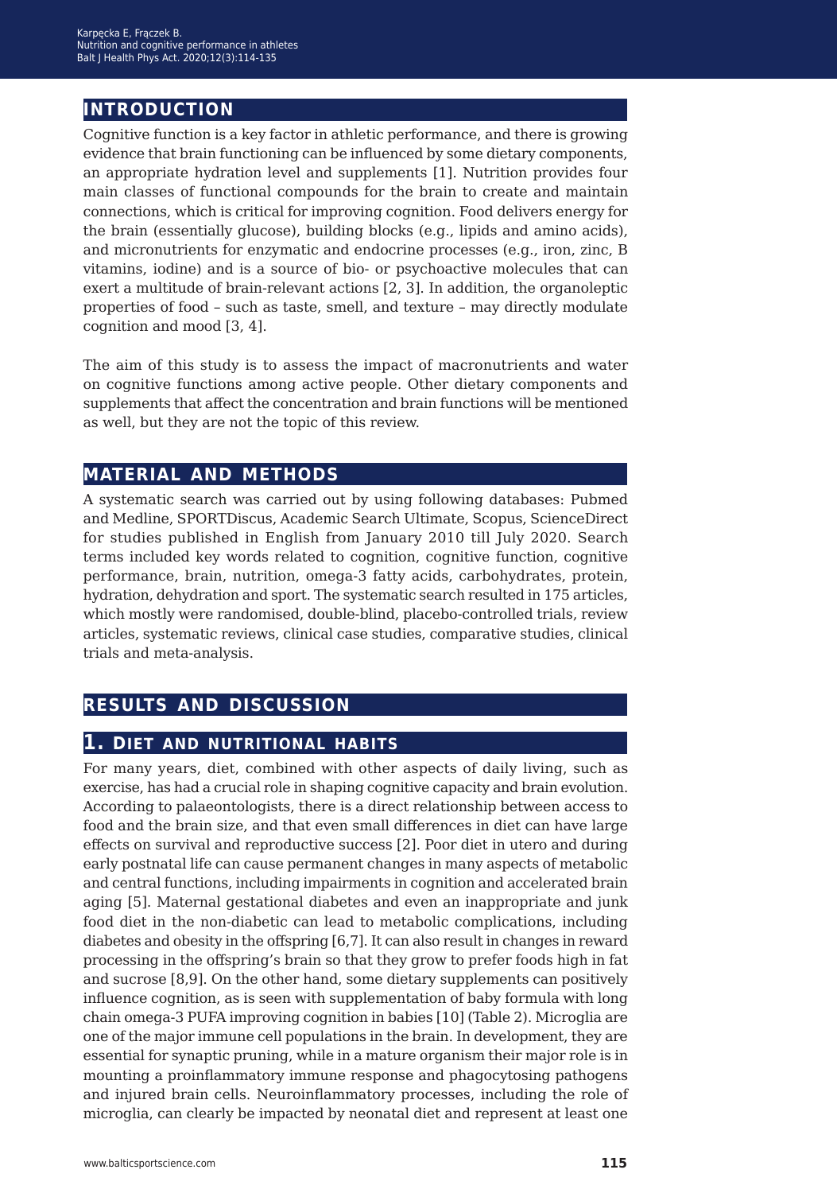## INTRODUCTION

Cognitive function is a key factor in athletic performance, and there is growing evidence that brain functioning can be influenced by some dietary components, an appropriate hydration level and supplements [1]. Nutrition provides four main classes of functional compounds for the brain to create and maintain connections, which is critical for improving cognition. Food delivers energy for the brain (essentially glucose), building blocks (e.g., lipids and amino acids), and micronutrients for enzymatic and endocrine processes (e.g., iron, zinc, B vitamins, iodine) and is a source of bio- or psychoactive molecules that can exert a multitude of brain-relevant actions [2, 3]. In addition, the organoleptic properties of food – such as taste, smell, and texture – may directly modulate cognition and mood [3, 4].

The aim of this study is to assess the impact of macronutrients and water on cognitive functions among active people. Other dietary components and supplements that affect the concentration and brain functions will be mentioned as well, but they are not the topic of this review.

## MATERIAL AND METHODS

A systematic search was carried out by using following databases: Pubmed and Medline, SPORTDiscus, Academic Search Ultimate, Scopus, ScienceDirect for studies published in English from January 2010 till July 2020. Search terms included key words related to cognition, cognitive function, cognitive performance, brain, nutrition, omega-3 fatty acids, carbohydrates, protein, hydration, dehydration and sport. The systematic search resulted in 175 articles, which mostly were randomised, double-blind, placebo-controlled trials, review articles, systematic reviews, clinical case studies, comparative studies, clinical trials and meta-analysis.

## RESULTS AND DISCUSSION

### 1. Diet and nutritional habits

For many years, diet, combined with other aspects of daily living, such as exercise, has had a crucial role in shaping cognitive capacity and brain evolution. According to palaeontologists, there is a direct relationship between access to food and the brain size, and that even small differences in diet can have large effects on survival and reproductive success [2]. Poor diet in utero and during early postnatal life can cause permanent changes in many aspects of metabolic and central functions, including impairments in cognition and accelerated brain aging [5]. Maternal gestational diabetes and even an inappropriate and junk food diet in the non-diabetic can lead to metabolic complications, including diabetes and obesity in the offspring [6,7]. It can also result in changes in reward processing in the offspring's brain so that they grow to prefer foods high in fat and sucrose [8,9]. On the other hand, some dietary supplements can positively influence cognition, as is seen with supplementation of baby formula with long chain omega-3 PUFA improving cognition in babies [10] (Table 2). Microglia are one of the major immune cell populations in the brain. In development, they are essential for synaptic pruning, while in a mature organism their major role is in mounting a proinflammatory immune response and phagocytosing pathogens and injured brain cells. Neuroinflammatory processes, including the role of microglia, can clearly be impacted by neonatal diet and represent at least one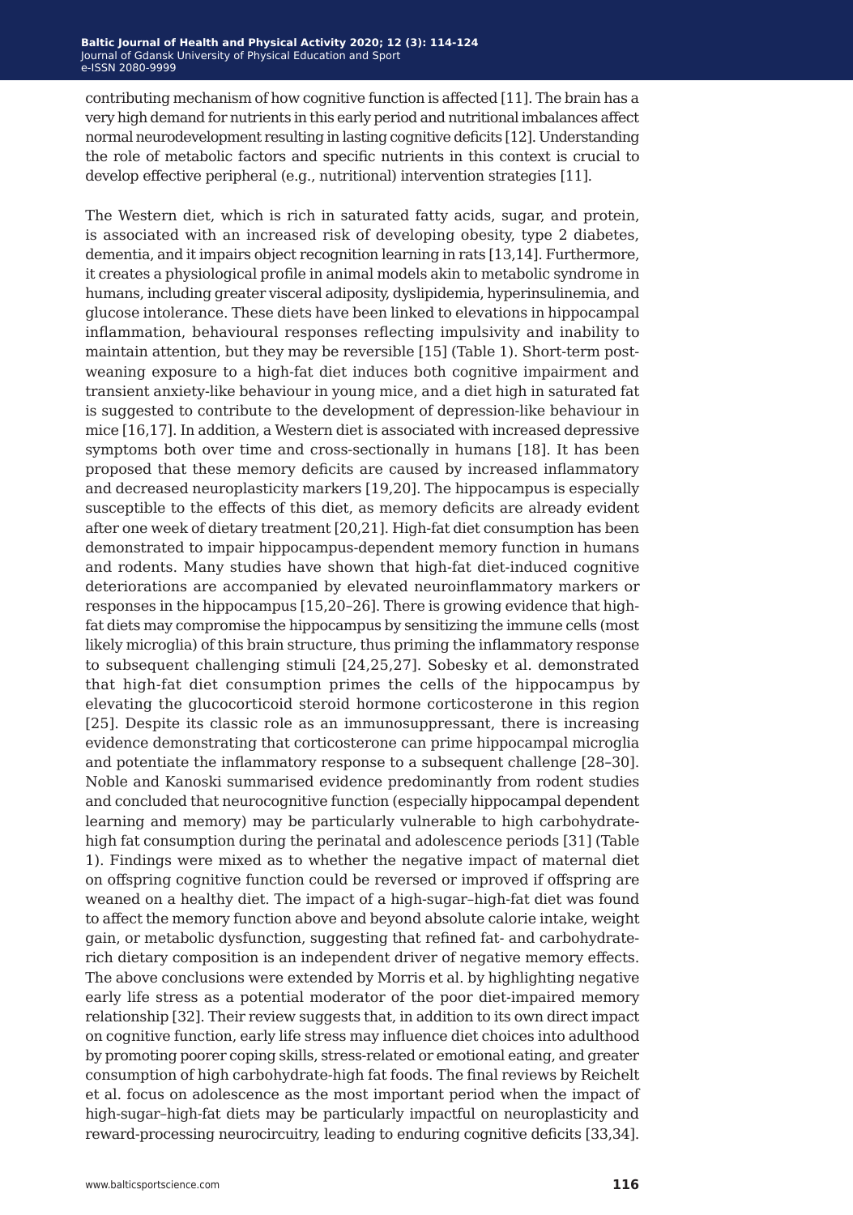contributing mechanism of how cognitive function is affected [11]. The brain has a very high demand for nutrients in this early period and nutritional imbalances affect normal neurodevelopment resulting in lasting cognitive deficits [12]. Understanding the role of metabolic factors and specific nutrients in this context is crucial to develop effective peripheral (e.g., nutritional) intervention strategies [11].

The Western diet, which is rich in saturated fatty acids, sugar, and protein, is associated with an increased risk of developing obesity, type 2 diabetes, dementia, and it impairs object recognition learning in rats [13,14]. Furthermore, it creates a physiological profile in animal models akin to metabolic syndrome in humans, including greater visceral adiposity, dyslipidemia, hyperinsulinemia, and glucose intolerance. These diets have been linked to elevations in hippocampal inflammation, behavioural responses reflecting impulsivity and inability to maintain attention, but they may be reversible [15] (Table 1). Short-term post-weaning exposure to a high-fat diet induces both cognitive impairment and transient anxiety-like behaviour in young mice, and a diet high in saturated fat is suggested to contribute to the development of depression-like behaviour in mice [16,17]. In addition, a Western diet is associated with increased depressive symptoms both over time and cross-sectionally in humans [18]. It has been proposed that these memory deficits are caused by increased inflammatory and decreased neuroplasticity markers [19,20]. The hippocampus is especially susceptible to the effects of this diet, as memory deficits are already evident after one week of dietary treatment [20,21]. High-fat diet consumption has been demonstrated to impair hippocampus-dependent memory function in humans and rodents. Many studies have shown that high-fat diet-induced cognitive deteriorations are accompanied by elevated neuroinflammatory markers or responses in the hippocampus [15,20–26]. There is growing evidence that high-fat diets may compromise the hippocampus by sensitizing the immune cells (most likely microglia) of this brain structure, thus priming the inflammatory response to subsequent challenging stimuli [24,25,27]. Sobesky et al. demonstrated that high-fat diet consumption primes the cells of the hippocampus by elevating the glucocorticoid steroid hormone corticosterone in this region [25]. Despite its classic role as an immunosuppressant, there is increasing evidence demonstrating that corticosterone can prime hippocampal microglia and potentiate the inflammatory response to a subsequent challenge [28–30]. Noble and Kanoski summarised evidence predominantly from rodent studies and concluded that neurocognitive function (especially hippocampal dependent learning and memory) may be particularly vulnerable to high carbohydrate-high fat consumption during the perinatal and adolescence periods [31] (Table 1). Findings were mixed as to whether the negative impact of maternal diet on offspring cognitive function could be reversed or improved if offspring are weaned on a healthy diet. The impact of a high-sugar–high-fat diet was found to affect the memory function above and beyond absolute calorie intake, weight gain, or metabolic dysfunction, suggesting that refined fat- and carbohydrate-rich dietary composition is an independent driver of negative memory effects. The above conclusions were extended by Morris et al. by highlighting negative early life stress as a potential moderator of the poor diet-impaired memory relationship [32]. Their review suggests that, in addition to its own direct impact on cognitive function, early life stress may influence diet choices into adulthood by promoting poorer coping skills, stress-related or emotional eating, and greater consumption of high carbohydrate-high fat foods. The final reviews by Reichelt et al. focus on adolescence as the most important period when the impact of high-sugar–high-fat diets may be particularly impactful on neuroplasticity and reward-processing neurocircuitry, leading to enduring cognitive deficits [33,34].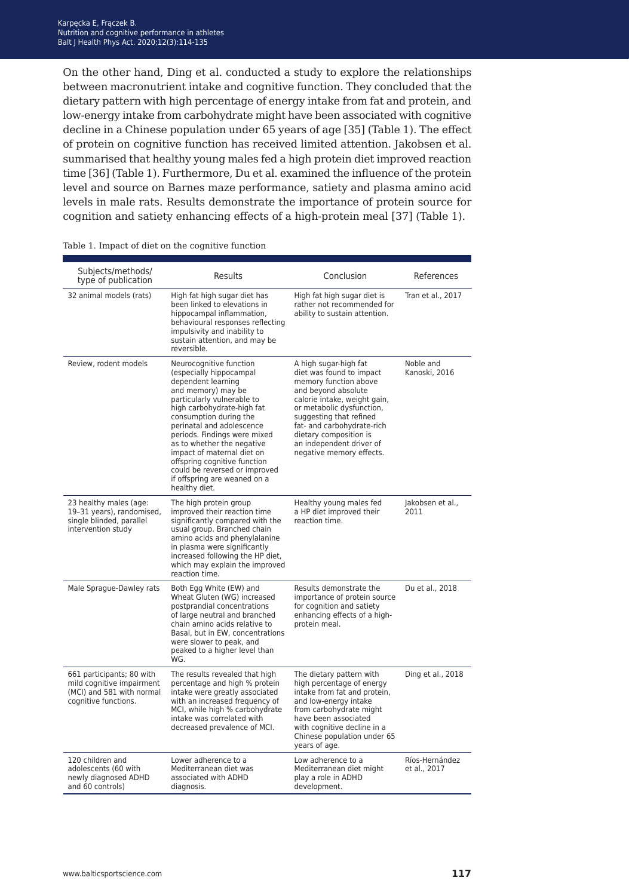On the other hand, Ding et al. conducted a study to explore the relationships between macronutrient intake and cognitive function. They concluded that the dietary pattern with high percentage of energy intake from fat and protein, and low-energy intake from carbohydrate might have been associated with cognitive decline in a Chinese population under 65 years of age [35] (Table 1). The effect of protein on cognitive function has received limited attention. Jakobsen et al. summarised that healthy young males fed a high protein diet improved reaction time [36] (Table 1). Furthermore, Du et al. examined the influence of the protein level and source on Barnes maze performance, satiety and plasma amino acid levels in male rats. Results demonstrate the importance of protein source for cognition and satiety enhancing effects of a high-protein meal [37] (Table 1).

Table 1. Impact of diet on the cognitive function

| Subjects/methods/ type of publication | Results | Conclusion | References |
|---|---|---|---|
| 32 animal models (rats) | High fat high sugar diet has been linked to elevations in hippocampal inflammation, behavioural responses reflecting impulsivity and inability to sustain attention, and may be reversible. | High fat high sugar diet is rather not recommended for ability to sustain attention. | Tran et al., 2017 |
| Review, rodent models | Neurocognitive function (especially hippocampal dependent learning and memory) may be particularly vulnerable to high carbohydrate-high fat consumption during the perinatal and adolescence periods. Findings were mixed as to whether the negative impact of maternal diet on offspring cognitive function could be reversed or improved if offspring are weaned on a healthy diet. | A high sugar-high fat diet was found to impact memory function above and beyond absolute calorie intake, weight gain, or metabolic dysfunction, suggesting that refined fat- and carbohydrate-rich dietary composition is an independent driver of negative memory effects. | Noble and Kanoski, 2016 |
| 23 healthy males (age: 19–31 years), randomised, single blinded, parallel intervention study | The high protein group improved their reaction time significantly compared with the usual group. Branched chain amino acids and phenylalanine in plasma were significantly increased following the HP diet, which may explain the improved reaction time. | Healthy young males fed a HP diet improved their reaction time. | Jakobsen et al., 2011 |
| Male Sprague-Dawley rats | Both Egg White (EW) and Wheat Gluten (WG) increased postprandial concentrations of large neutral and branched chain amino acids relative to Basal, but in EW, concentrations were slower to peak, and peaked to a higher level than WG. | Results demonstrate the importance of protein source for cognition and satiety enhancing effects of a high-protein meal. | Du et al., 2018 |
| 661 participants; 80 with mild cognitive impairment (MCI) and 581 with normal cognitive functions. | The results revealed that high percentage and high % protein intake were greatly associated with an increased frequency of MCI, while high % carbohydrate intake was correlated with decreased prevalence of MCI. | The dietary pattern with high percentage of energy intake from fat and protein, and low-energy intake from carbohydrate might have been associated with cognitive decline in a Chinese population under 65 years of age. | Ding et al., 2018 |
| 120 children and adolescents (60 with newly diagnosed ADHD and 60 controls) | Lower adherence to a Mediterranean diet was associated with ADHD diagnosis. | Low adherence to a Mediterranean diet might play a role in ADHD development. | Ríos-Hernández et al., 2017 |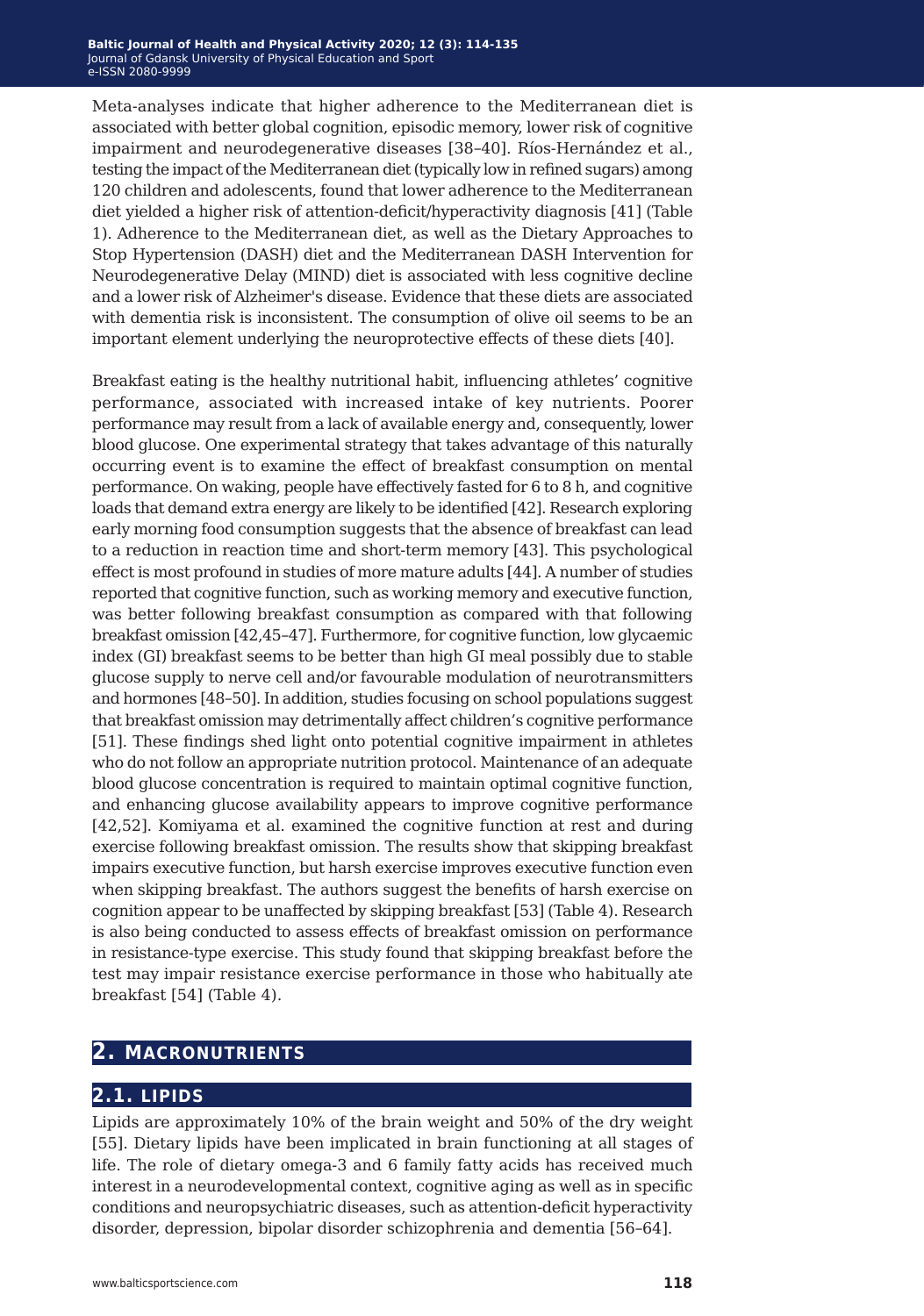Meta-analyses indicate that higher adherence to the Mediterranean diet is associated with better global cognition, episodic memory, lower risk of cognitive impairment and neurodegenerative diseases [38–40]. Ríos-Hernández et al., testing the impact of the Mediterranean diet (typically low in refined sugars) among 120 children and adolescents, found that lower adherence to the Mediterranean diet yielded a higher risk of attention-deficit/hyperactivity diagnosis [41] (Table 1). Adherence to the Mediterranean diet, as well as the Dietary Approaches to Stop Hypertension (DASH) diet and the Mediterranean DASH Intervention for Neurodegenerative Delay (MIND) diet is associated with less cognitive decline and a lower risk of Alzheimer's disease. Evidence that these diets are associated with dementia risk is inconsistent. The consumption of olive oil seems to be an important element underlying the neuroprotective effects of these diets [40].

Breakfast eating is the healthy nutritional habit, influencing athletes' cognitive performance, associated with increased intake of key nutrients. Poorer performance may result from a lack of available energy and, consequently, lower blood glucose. One experimental strategy that takes advantage of this naturally occurring event is to examine the effect of breakfast consumption on mental performance. On waking, people have effectively fasted for 6 to 8 h, and cognitive loads that demand extra energy are likely to be identified [42]. Research exploring early morning food consumption suggests that the absence of breakfast can lead to a reduction in reaction time and short-term memory [43]. This psychological effect is most profound in studies of more mature adults [44]. A number of studies reported that cognitive function, such as working memory and executive function, was better following breakfast consumption as compared with that following breakfast omission [42,45–47]. Furthermore, for cognitive function, low glycaemic index (GI) breakfast seems to be better than high GI meal possibly due to stable glucose supply to nerve cell and/or favourable modulation of neurotransmitters and hormones [48–50]. In addition, studies focusing on school populations suggest that breakfast omission may detrimentally affect children's cognitive performance [51]. These findings shed light onto potential cognitive impairment in athletes who do not follow an appropriate nutrition protocol. Maintenance of an adequate blood glucose concentration is required to maintain optimal cognitive function, and enhancing glucose availability appears to improve cognitive performance [42,52]. Komiyama et al. examined the cognitive function at rest and during exercise following breakfast omission. The results show that skipping breakfast impairs executive function, but harsh exercise improves executive function even when skipping breakfast. The authors suggest the benefits of harsh exercise on cognition appear to be unaffected by skipping breakfast [53] (Table 4). Research is also being conducted to assess effects of breakfast omission on performance in resistance-type exercise. This study found that skipping breakfast before the test may impair resistance exercise performance in those who habitually ate breakfast [54] (Table 4).

## 2. MACRONUTRIENTS

### 2.1. LIPIDS

Lipids are approximately 10% of the brain weight and 50% of the dry weight [55]. Dietary lipids have been implicated in brain functioning at all stages of life. The role of dietary omega-3 and 6 family fatty acids has received much interest in a neurodevelopmental context, cognitive aging as well as in specific conditions and neuropsychiatric diseases, such as attention-deficit hyperactivity disorder, depression, bipolar disorder schizophrenia and dementia [56–64].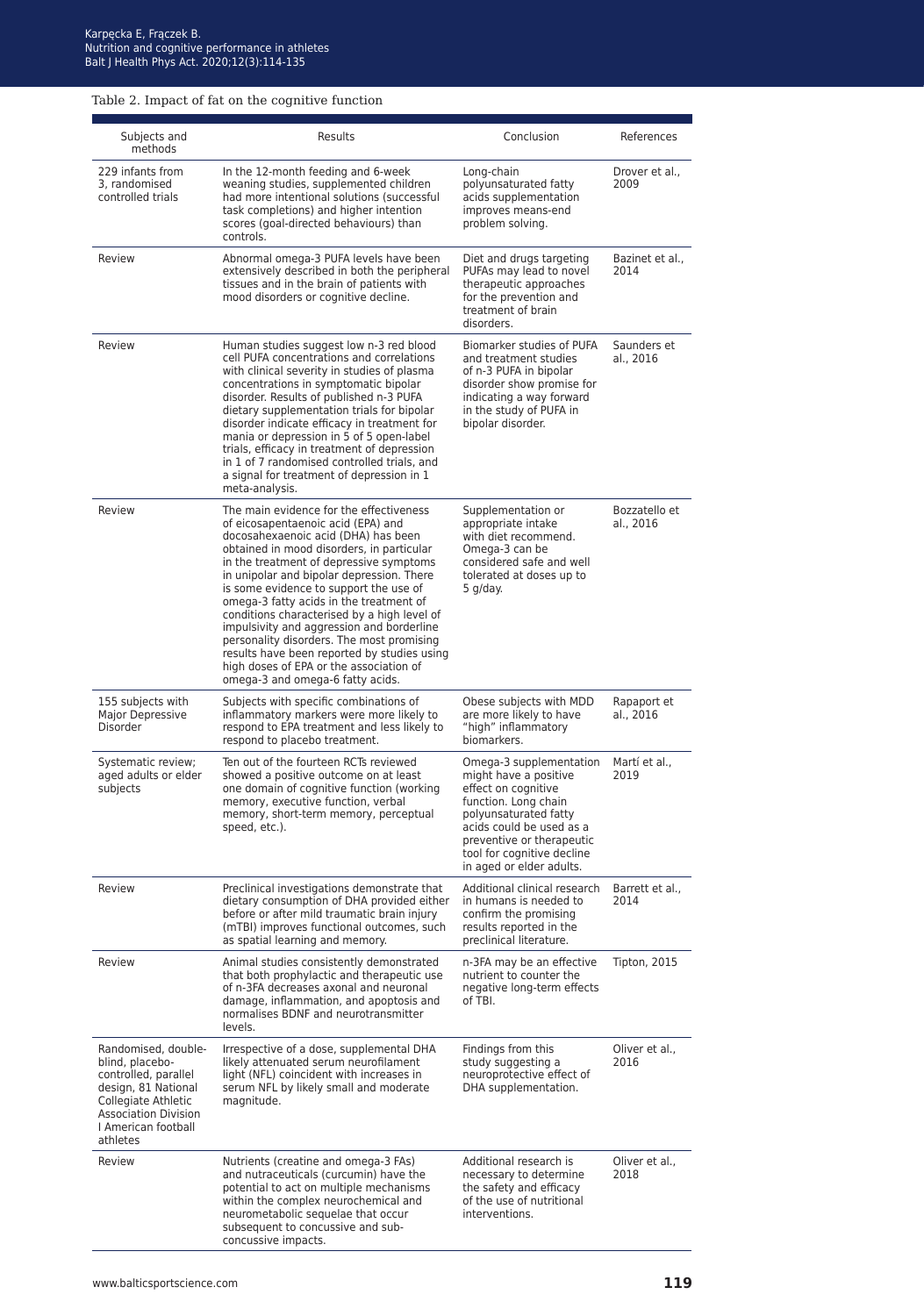Table 2. Impact of fat on the cognitive function

| Subjects and methods | Results | Conclusion | References |
|---|---|---|---|
| 229 infants from 3, randomised controlled trials | In the 12-month feeding and 6-week weaning studies, supplemented children had more intentional solutions (successful task completions) and higher intention scores (goal-directed behaviours) than controls. | Long-chain polyunsaturated fatty acids supplementation improves means-end problem solving. | Drover et al., 2009 |
| Review | Abnormal omega-3 PUFA levels have been extensively described in both the peripheral tissues and in the brain of patients with mood disorders or cognitive decline. | Diet and drugs targeting PUFAs may lead to novel therapeutic approaches for the prevention and treatment of brain disorders. | Bazinet et al., 2014 |
| Review | Human studies suggest low n-3 red blood cell PUFA concentrations and correlations with clinical severity in studies of plasma concentrations in symptomatic bipolar disorder. Results of published n-3 PUFA dietary supplementation trials for bipolar disorder indicate efficacy in treatment for mania or depression in 5 of 5 open-label trials, efficacy in treatment of depression in 1 of 7 randomised controlled trials, and a signal for treatment of depression in 1 meta-analysis. | Biomarker studies of PUFA and treatment studies of n-3 PUFA in bipolar disorder show promise for indicating a way forward in the study of PUFA in bipolar disorder. | Saunders et al., 2016 |
| Review | The main evidence for the effectiveness of eicosapentaenoic acid (EPA) and docosahexaenoic acid (DHA) has been obtained in mood disorders, in particular in the treatment of depressive symptoms in unipolar and bipolar depression. There is some evidence to support the use of omega-3 fatty acids in the treatment of conditions characterised by a high level of impulsivity and aggression and borderline personality disorders. The most promising results have been reported by studies using high doses of EPA or the association of omega-3 and omega-6 fatty acids. | Supplementation or appropriate intake with diet recommend. Omega-3 can be considered safe and well tolerated at doses up to 5 g/day. | Bozzatello et al., 2016 |
| 155 subjects with Major Depressive Disorder | Subjects with specific combinations of inflammatory markers were more likely to respond to EPA treatment and less likely to respond to placebo treatment. | Obese subjects with MDD are more likely to have "high" inflammatory biomarkers. | Rapaport et al., 2016 |
| Systematic review; aged adults or elder subjects | Ten out of the fourteen RCTs reviewed showed a positive outcome on at least one domain of cognitive function (working memory, executive function, verbal memory, short-term memory, perceptual speed, etc.). | Omega-3 supplementation might have a positive effect on cognitive function. Long chain polyunsaturated fatty acids could be used as a preventive or therapeutic tool for cognitive decline in aged or elder adults. | Martí et al., 2019 |
| Review | Preclinical investigations demonstrate that dietary consumption of DHA provided either before or after mild traumatic brain injury (mTBI) improves functional outcomes, such as spatial learning and memory. | Additional clinical research in humans is needed to confirm the promising results reported in the preclinical literature. | Barrett et al., 2014 |
| Review | Animal studies consistently demonstrated that both prophylactic and therapeutic use of n-3FA decreases axonal and neuronal damage, inflammation, and apoptosis and normalises BDNF and neurotransmitter levels. | n-3FA may be an effective nutrient to counter the negative long-term effects of TBI. | Tipton, 2015 |
| Randomised, double-blind, placebo-controlled, parallel design, 81 National Collegiate Athletic Association Division I American football athletes | Irrespective of a dose, supplemental DHA likely attenuated serum neurofilament light (NFL) coincident with increases in serum NFL by likely small and moderate magnitude. | Findings from this study suggesting a neuroprotective effect of DHA supplementation. | Oliver et al., 2016 |
| Review | Nutrients (creatine and omega-3 FAs) and nutraceuticals (curcumin) have the potential to act on multiple mechanisms within the complex neurochemical and neurometabolic sequelae that occur subsequent to concussive and sub-concussive impacts. | Additional research is necessary to determine the safety and efficacy of the use of nutritional interventions. | Oliver et al., 2018 |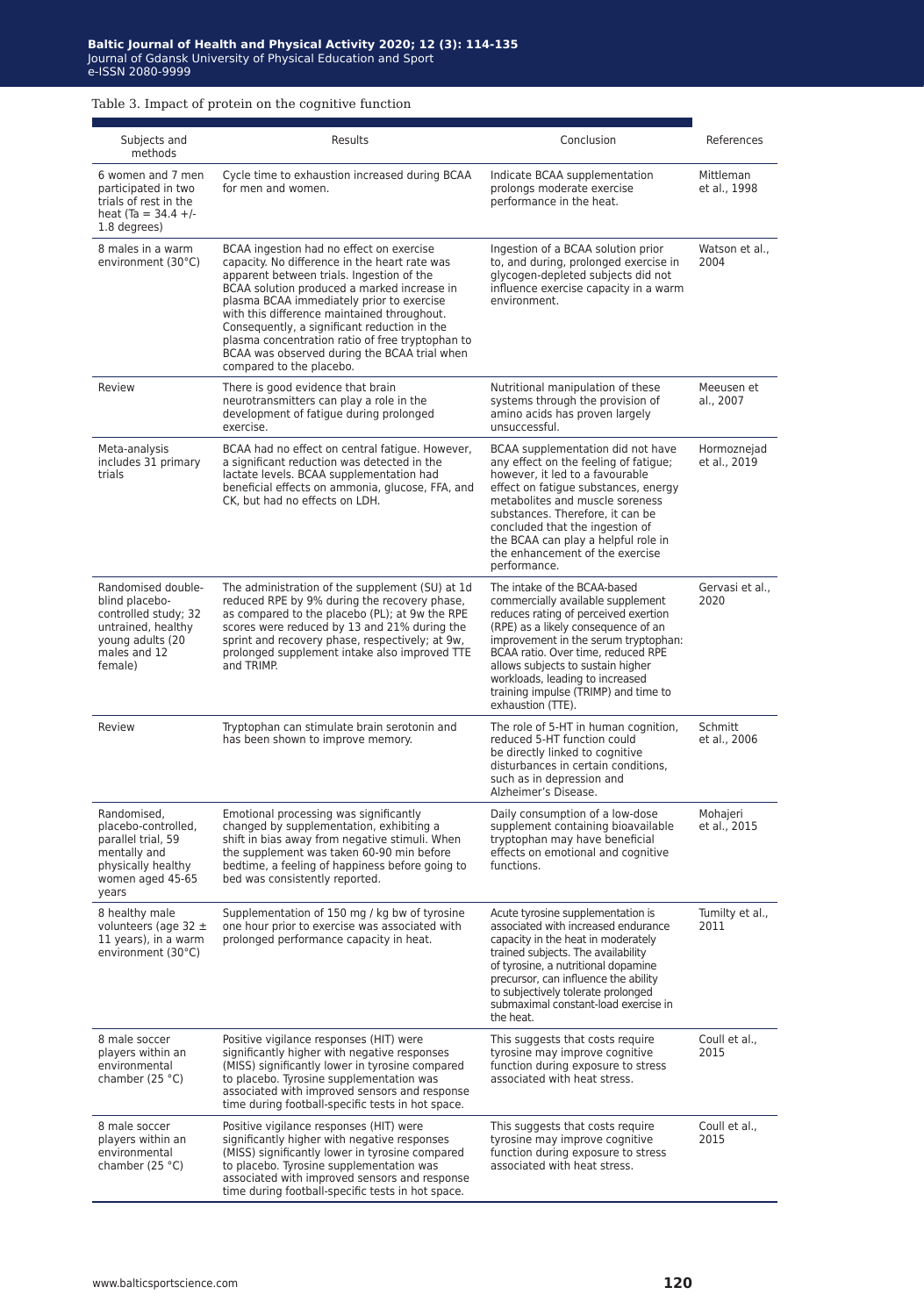Table 3. Impact of protein on the cognitive function

| Subjects and methods | Results | Conclusion | References |
|---|---|---|---|
| 6 women and 7 men participated in two trials of rest in the heat (Ta = 34.4 +/- 1.8 degrees) | Cycle time to exhaustion increased during BCAA for men and women. | Indicate BCAA supplementation prolongs moderate exercise performance in the heat. | Mittleman et al., 1998 |
| 8 males in a warm environment (30°C) | BCAA ingestion had no effect on exercise capacity. No difference in the heart rate was apparent between trials. Ingestion of the BCAA solution produced a marked increase in plasma BCAA immediately prior to exercise with this difference maintained throughout. Consequently, a significant reduction in the plasma concentration ratio of free tryptophan to BCAA was observed during the BCAA trial when compared to the placebo. | Ingestion of a BCAA solution prior to, and during, prolonged exercise in glycogen-depleted subjects did not influence exercise capacity in a warm environment. | Watson et al., 2004 |
| Review | There is good evidence that brain neurotransmitters can play a role in the development of fatigue during prolonged exercise. | Nutritional manipulation of these systems through the provision of amino acids has proven largely unsuccessful. | Meeusen et al., 2007 |
| Meta-analysis includes 31 primary trials | BCAA had no effect on central fatigue. However, a significant reduction was detected in the lactate levels. BCAA supplementation had beneficial effects on ammonia, glucose, FFA, and CK, but had no effects on LDH. | BCAA supplementation did not have any effect on the feeling of fatigue; however, it led to a favourable effect on fatigue substances, energy metabolites and muscle soreness substances. Therefore, it can be concluded that the ingestion of the BCAA can play a helpful role in the enhancement of the exercise performance. | Hormoznejad et al., 2019 |
| Randomised double-blind placebo-controlled study; 32 untrained, healthy young adults (20 males and 12 female) | The administration of the supplement (SU) at 1d reduced RPE by 9% during the recovery phase, as compared to the placebo (PL); at 9w the RPE scores were reduced by 13 and 21% during the sprint and recovery phase, respectively; at 9w, prolonged supplement intake also improved TTE and TRIMP. | The intake of the BCAA-based commercially available supplement reduces rating of perceived exertion (RPE) as a likely consequence of an improvement in the serum tryptophan: BCAA ratio. Over time, reduced RPE allows subjects to sustain higher workloads, leading to increased training impulse (TRIMP) and time to exhaustion (TTE). | Gervasi et al., 2020 |
| Review | Tryptophan can stimulate brain serotonin and has been shown to improve memory. | The role of 5-HT in human cognition, reduced 5-HT function could be directly linked to cognitive disturbances in certain conditions, such as in depression and Alzheimer's Disease. | Schmitt et al., 2006 |
| Randomised, placebo-controlled, parallel trial, 59 mentally and physically healthy women aged 45-65 years | Emotional processing was significantly changed by supplementation, exhibiting a shift in bias away from negative stimuli. When the supplement was taken 60-90 min before bedtime, a feeling of happiness before going to bed was consistently reported. | Daily consumption of a low-dose supplement containing bioavailable tryptophan may have beneficial effects on emotional and cognitive functions. | Mohajeri et al., 2015 |
| 8 healthy male volunteers (age 32 ± 11 years), in a warm environment (30°C) | Supplementation of 150 mg / kg bw of tyrosine one hour prior to exercise was associated with prolonged performance capacity in heat. | Acute tyrosine supplementation is associated with increased endurance capacity in the heat in moderately trained subjects. The availability of tyrosine, a nutritional dopamine precursor, can influence the ability to subjectively tolerate prolonged submaximal constant-load exercise in the heat. | Tumilty et al., 2011 |
| 8 male soccer players within an environmental chamber (25 °C) | Positive vigilance responses (HIT) were significantly higher with negative responses (MISS) significantly lower in tyrosine compared to placebo. Tyrosine supplementation was associated with improved sensors and response time during football-specific tests in hot space. | This suggests that costs require tyrosine may improve cognitive function during exposure to stress associated with heat stress. | Coull et al., 2015 |
| 8 male soccer players within an environmental chamber (25 °C) | Positive vigilance responses (HIT) were significantly higher with negative responses (MISS) significantly lower in tyrosine compared to placebo. Tyrosine supplementation was associated with improved sensors and response time during football-specific tests in hot space. | This suggests that costs require tyrosine may improve cognitive function during exposure to stress associated with heat stress. | Coull et al., 2015 |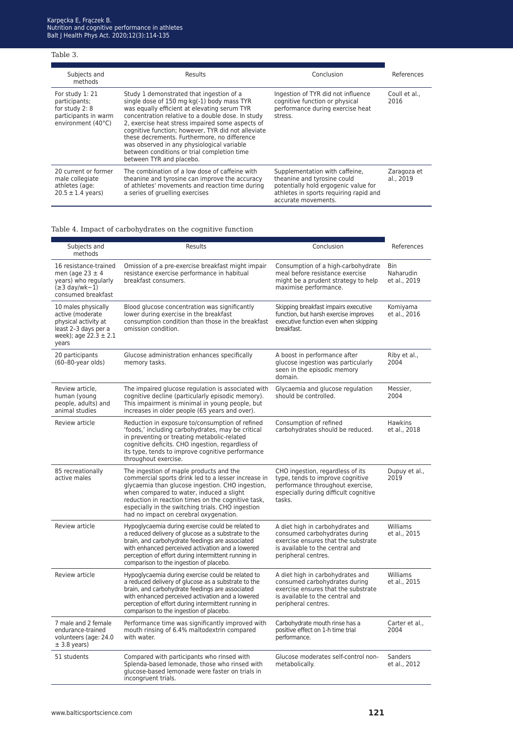Table 3.

| Subjects and methods | Results | Conclusion | References |
|---|---|---|---|
| For study 1: 21 participants; for study 2: 8 participants in warm environment (40°C) | Study 1 demonstrated that ingestion of a single dose of 150 mg·kg(-1) body mass TYR was equally efficient at elevating serum TYR concentration relative to a double dose. In study 2, exercise heat stress impaired some aspects of cognitive function; however, TYR did not alleviate these decrements. Furthermore, no difference was observed in any physiological variable between conditions or trial completion time between TYR and placebo. | Ingestion of TYR did not influence cognitive function or physical performance during exercise heat stress. | Coull et al., 2016 |
| 20 current or former male collegiate athletes (age: 20.5 ± 1.4 years) | The combination of a low dose of caffeine with theanine and tyrosine can improve the accuracy of athletes' movements and reaction time during a series of gruelling exercises | Supplementation with caffeine, theanine and tyrosine could potentially hold ergogenic value for athletes in sports requiring rapid and accurate movements. | Zaragoza et al., 2019 |

Table 4. Impact of carbohydrates on the cognitive function

| Subjects and methods | Results | Conclusion | References |
|---|---|---|---|
| 16 resistance-trained men (age 23 ± 4 years) who regularly (≥3 day/wk−1) consumed breakfast | Omission of a pre-exercise breakfast might impair resistance exercise performance in habitual breakfast consumers. | Consumption of a high-carbohydrate meal before resistance exercise might be a prudent strategy to help maximise performance. | Bin Naharudin et al., 2019 |
| 10 males physically active (moderate physical activity at least 2–3 days per a week); age 22.3 ± 2.1 years | Blood glucose concentration was significantly lower during exercise in the breakfast consumption condition than those in the breakfast omission condition. | Skipping breakfast impairs executive function, but harsh exercise improves executive function even when skipping breakfast. | Komiyama et al., 2016 |
| 20 participants (60–80-year olds) | Glucose administration enhances specifically memory tasks. | A boost in performance after glucose ingestion was particularly seen in the episodic memory domain. | Riby et al., 2004 |
| Review article, human (young people, adults) and animal studies | The impaired glucose regulation is associated with cognitive decline (particularly episodic memory). This impairment is minimal in young people, but increases in older people (65 years and over). | Glycaemia and glucose regulation should be controlled. | Messier, 2004 |
| Review article | Reduction in exposure to/consumption of refined 'foods,' including carbohydrates, may be critical in preventing or treating metabolic-related cognitive deficits. CHO ingestion, regardless of its type, tends to improve cognitive performance throughout exercise. | Consumption of refined carbohydrates should be reduced. | Hawkins et al., 2018 |
| 85 recreationally active males | The ingestion of maple products and the commercial sports drink led to a lesser increase in glycaemia than glucose ingestion. CHO ingestion, when compared to water, induced a slight reduction in reaction times on the cognitive task, especially in the switching trials. CHO ingestion had no impact on cerebral oxygenation. | CHO ingestion, regardless of its type, tends to improve cognitive performance throughout exercise, especially during difficult cognitive tasks. | Dupuy et al., 2019 |
| Review article | Hypoglycaemia during exercise could be related to a reduced delivery of glucose as a substrate to the brain, and carbohydrate feedings are associated with enhanced perceived activation and a lowered perception of effort during intermittent running in comparison to the ingestion of placebo. | A diet high in carbohydrates and consumed carbohydrates during exercise ensures that the substrate is available to the central and peripheral centres. | Williams et al., 2015 |
| Review article | Hypoglycaemia during exercise could be related to a reduced delivery of glucose as a substrate to the brain, and carbohydrate feedings are associated with enhanced perceived activation and a lowered perception of effort during intermittent running in comparison to the ingestion of placebo. | A diet high in carbohydrates and consumed carbohydrates during exercise ensures that the substrate is available to the central and peripheral centres. | Williams et al., 2015 |
| 7 male and 2 female endurance-trained volunteers (age: 24.0 ± 3.8 years) | Performance time was significantly improved with mouth rinsing of 6.4% maltodextrin compared with water. | Carbohydrate mouth rinse has a positive effect on 1-h time trial performance. | Carter et al., 2004 |
| 51 students | Compared with participants who rinsed with Splenda-based lemonade, those who rinsed with glucose-based lemonade were faster on trials in incongruent trials. | Glucose moderates self-control non-metabolically. | Sanders et al., 2012 |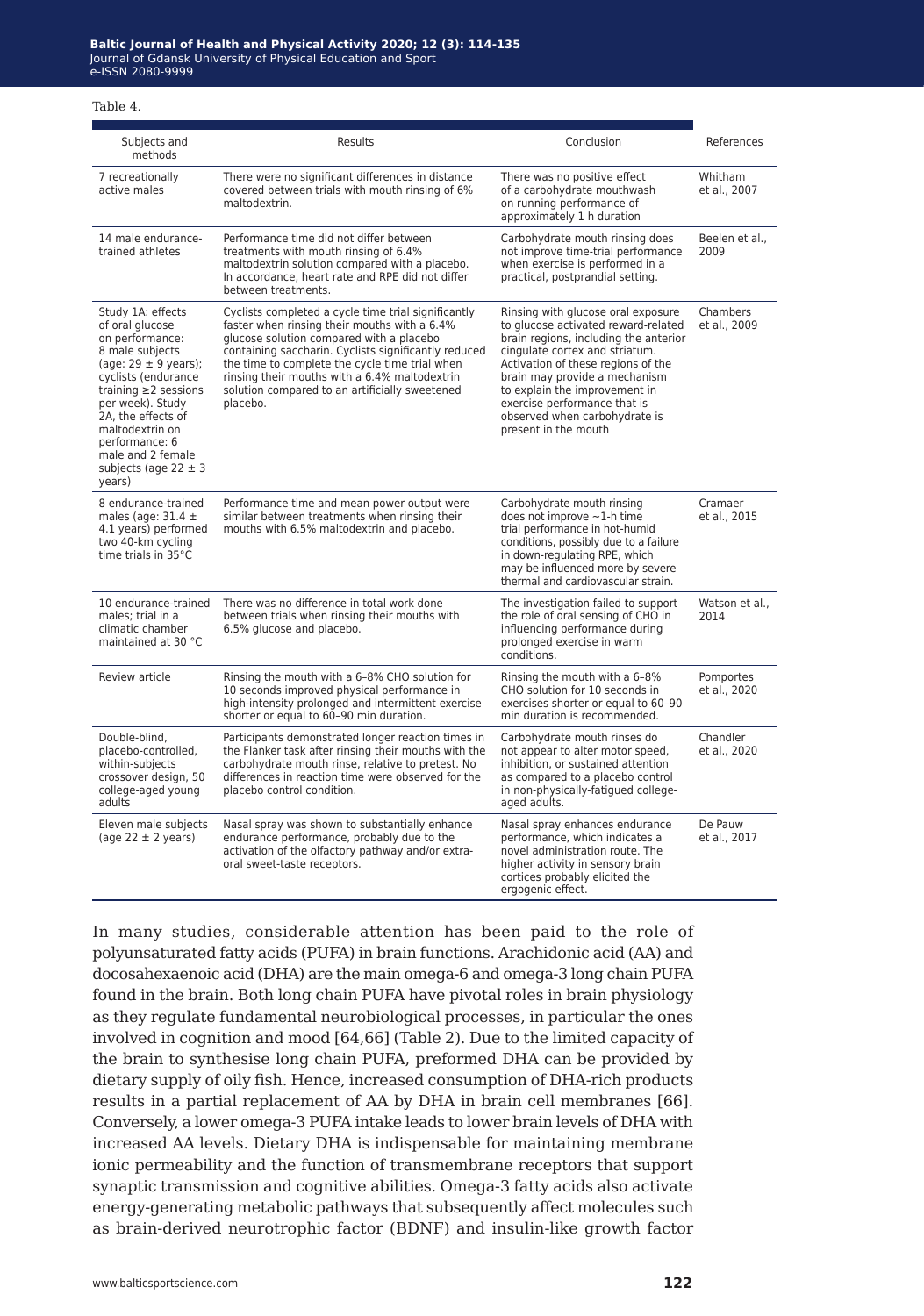Table 4.

| Subjects and methods | Results | Conclusion | References |
|---|---|---|---|
| 7 recreationally active males | There were no significant differences in distance covered between trials with mouth rinsing of 6% maltodextrin. | There was no positive effect of a carbohydrate mouthwash on running performance of approximately 1 h duration | Whitham et al., 2007 |
| 14 male endurance-trained athletes | Performance time did not differ between treatments with mouth rinsing of 6.4% maltodextrin solution compared with a placebo. In accordance, heart rate and RPE did not differ between treatments. | Carbohydrate mouth rinsing does not improve time-trial performance when exercise is performed in a practical, postprandial setting. | Beelen et al., 2009 |
| Study 1A: effects of oral glucose on performance: 8 male subjects (age: 29 ± 9 years); cyclists (endurance training ≥2 sessions per week). Study 2A, the effects of maltodextrin on performance: 6 male and 2 female subjects (age 22 ± 3 years) | Cyclists completed a cycle time trial significantly faster when rinsing their mouths with a 6.4% glucose solution compared with a placebo containing saccharin. Cyclists significantly reduced the time to complete the cycle time trial when rinsing their mouths with a 6.4% maltodextrin solution compared to an artificially sweetened placebo. | Rinsing with glucose oral exposure to glucose activated reward-related brain regions, including the anterior cingulate cortex and striatum. Activation of these regions of the brain may provide a mechanism to explain the improvement in exercise performance that is observed when carbohydrate is present in the mouth | Chambers et al., 2009 |
| 8 endurance-trained males (age: 31.4 ± 4.1 years) performed two 40-km cycling time trials in 35°C | Performance time and mean power output were similar between treatments when rinsing their mouths with 6.5% maltodextrin and placebo. | Carbohydrate mouth rinsing does not improve ~1-h time trial performance in hot-humid conditions, possibly due to a failure in down-regulating RPE, which may be influenced more by severe thermal and cardiovascular strain. | Cramaer et al., 2015 |
| 10 endurance-trained males; trial in a climatic chamber maintained at 30 °C | There was no difference in total work done between trials when rinsing their mouths with 6.5% glucose and placebo. | The investigation failed to support the role of oral sensing of CHO in influencing performance during prolonged exercise in warm conditions. | Watson et al., 2014 |
| Review article | Rinsing the mouth with a 6–8% CHO solution for 10 seconds improved physical performance in high-intensity prolonged and intermittent exercise shorter or equal to 60–90 min duration. | Rinsing the mouth with a 6–8% CHO solution for 10 seconds in exercises shorter or equal to 60–90 min duration is recommended. | Pomportes et al., 2020 |
| Double-blind, placebo-controlled, within-subjects crossover design, 50 college-aged young adults | Participants demonstrated longer reaction times in the Flanker task after rinsing their mouths with the carbohydrate mouth rinse, relative to pretest. No differences in reaction time were observed for the placebo control condition. | Carbohydrate mouth rinses do not appear to alter motor speed, inhibition, or sustained attention as compared to a placebo control in non-physically-fatigued college-aged adults. | Chandler et al., 2020 |
| Eleven male subjects (age 22 ± 2 years) | Nasal spray was shown to substantially enhance endurance performance, probably due to the activation of the olfactory pathway and/or extra-oral sweet-taste receptors. | Nasal spray enhances endurance performance, which indicates a novel administration route. The higher activity in sensory brain cortices probably elicited the ergogenic effect. | De Pauw et al., 2017 |

In many studies, considerable attention has been paid to the role of polyunsaturated fatty acids (PUFA) in brain functions. Arachidonic acid (AA) and docosahexaenoic acid (DHA) are the main omega-6 and omega-3 long chain PUFA found in the brain. Both long chain PUFA have pivotal roles in brain physiology as they regulate fundamental neurobiological processes, in particular the ones involved in cognition and mood [64,66] (Table 2). Due to the limited capacity of the brain to synthesise long chain PUFA, preformed DHA can be provided by dietary supply of oily fish. Hence, increased consumption of DHA-rich products results in a partial replacement of AA by DHA in brain cell membranes [66]. Conversely, a lower omega-3 PUFA intake leads to lower brain levels of DHA with increased AA levels. Dietary DHA is indispensable for maintaining membrane ionic permeability and the function of transmembrane receptors that support synaptic transmission and cognitive abilities. Omega-3 fatty acids also activate energy-generating metabolic pathways that subsequently affect molecules such as brain-derived neurotrophic factor (BDNF) and insulin-like growth factor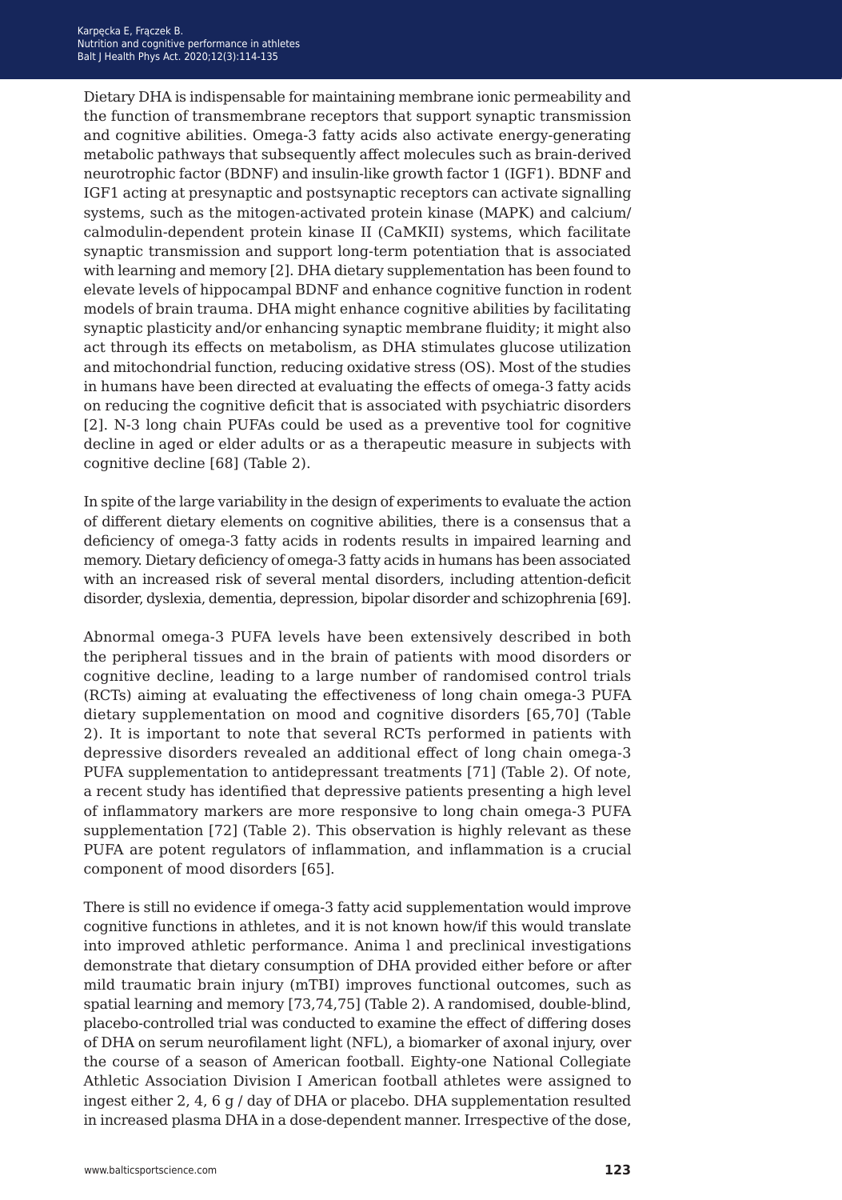Dietary DHA is indispensable for maintaining membrane ionic permeability and the function of transmembrane receptors that support synaptic transmission and cognitive abilities. Omega-3 fatty acids also activate energy-generating metabolic pathways that subsequently affect molecules such as brain-derived neurotrophic factor (BDNF) and insulin-like growth factor 1 (IGF1). BDNF and IGF1 acting at presynaptic and postsynaptic receptors can activate signalling systems, such as the mitogen-activated protein kinase (MAPK) and calcium/calmodulin-dependent protein kinase II (CaMKII) systems, which facilitate synaptic transmission and support long-term potentiation that is associated with learning and memory [2]. DHA dietary supplementation has been found to elevate levels of hippocampal BDNF and enhance cognitive function in rodent models of brain trauma. DHA might enhance cognitive abilities by facilitating synaptic plasticity and/or enhancing synaptic membrane fluidity; it might also act through its effects on metabolism, as DHA stimulates glucose utilization and mitochondrial function, reducing oxidative stress (OS). Most of the studies in humans have been directed at evaluating the effects of omega-3 fatty acids on reducing the cognitive deficit that is associated with psychiatric disorders [2]. N-3 long chain PUFAs could be used as a preventive tool for cognitive decline in aged or elder adults or as a therapeutic measure in subjects with cognitive decline [68] (Table 2).

In spite of the large variability in the design of experiments to evaluate the action of different dietary elements on cognitive abilities, there is a consensus that a deficiency of omega-3 fatty acids in rodents results in impaired learning and memory. Dietary deficiency of omega-3 fatty acids in humans has been associated with an increased risk of several mental disorders, including attention-deficit disorder, dyslexia, dementia, depression, bipolar disorder and schizophrenia [69].

Abnormal omega-3 PUFA levels have been extensively described in both the peripheral tissues and in the brain of patients with mood disorders or cognitive decline, leading to a large number of randomised control trials (RCTs) aiming at evaluating the effectiveness of long chain omega-3 PUFA dietary supplementation on mood and cognitive disorders [65,70] (Table 2). It is important to note that several RCTs performed in patients with depressive disorders revealed an additional effect of long chain omega-3 PUFA supplementation to antidepressant treatments [71] (Table 2). Of note, a recent study has identified that depressive patients presenting a high level of inflammatory markers are more responsive to long chain omega-3 PUFA supplementation [72] (Table 2). This observation is highly relevant as these PUFA are potent regulators of inflammation, and inflammation is a crucial component of mood disorders [65].

There is still no evidence if omega-3 fatty acid supplementation would improve cognitive functions in athletes, and it is not known how/if this would translate into improved athletic performance. Anima l and preclinical investigations demonstrate that dietary consumption of DHA provided either before or after mild traumatic brain injury (mTBI) improves functional outcomes, such as spatial learning and memory [73,74,75] (Table 2). A randomised, double-blind, placebo-controlled trial was conducted to examine the effect of differing doses of DHA on serum neurofilament light (NFL), a biomarker of axonal injury, over the course of a season of American football. Eighty-one National Collegiate Athletic Association Division I American football athletes were assigned to ingest either 2, 4, 6 g / day of DHA or placebo. DHA supplementation resulted in increased plasma DHA in a dose-dependent manner. Irrespective of the dose,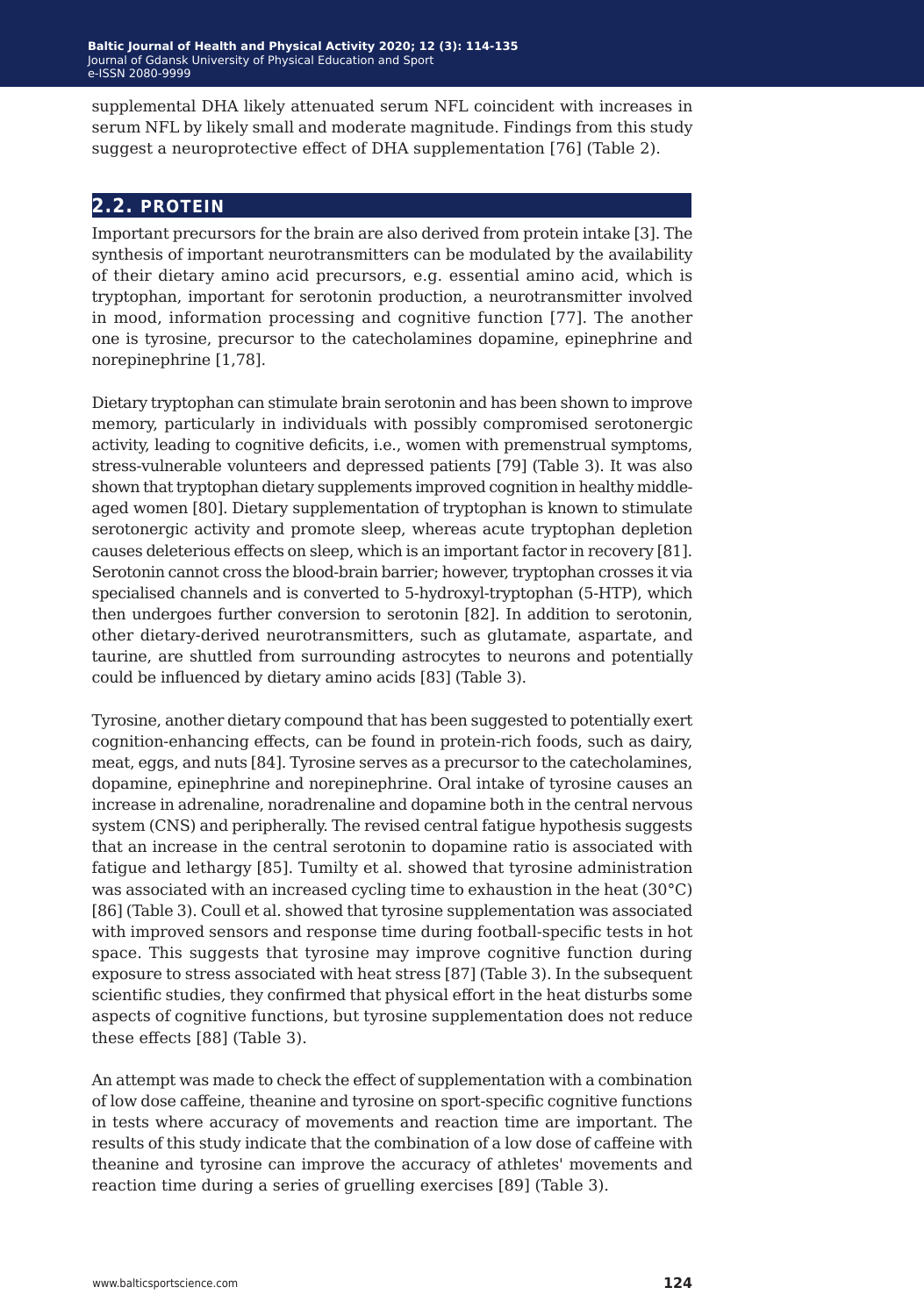supplemental DHA likely attenuated serum NFL coincident with increases in serum NFL by likely small and moderate magnitude. Findings from this study suggest a neuroprotective effect of DHA supplementation [76] (Table 2).

## 2.2. PROTEIN

Important precursors for the brain are also derived from protein intake [3]. The synthesis of important neurotransmitters can be modulated by the availability of their dietary amino acid precursors, e.g. essential amino acid, which is tryptophan, important for serotonin production, a neurotransmitter involved in mood, information processing and cognitive function [77]. The another one is tyrosine, precursor to the catecholamines dopamine, epinephrine and norepinephrine [1,78].

Dietary tryptophan can stimulate brain serotonin and has been shown to improve memory, particularly in individuals with possibly compromised serotonergic activity, leading to cognitive deficits, i.e., women with premenstrual symptoms, stress-vulnerable volunteers and depressed patients [79] (Table 3). It was also shown that tryptophan dietary supplements improved cognition in healthy middle-aged women [80]. Dietary supplementation of tryptophan is known to stimulate serotonergic activity and promote sleep, whereas acute tryptophan depletion causes deleterious effects on sleep, which is an important factor in recovery [81]. Serotonin cannot cross the blood-brain barrier; however, tryptophan crosses it via specialised channels and is converted to 5-hydroxyl-tryptophan (5-HTP), which then undergoes further conversion to serotonin [82]. In addition to serotonin, other dietary-derived neurotransmitters, such as glutamate, aspartate, and taurine, are shuttled from surrounding astrocytes to neurons and potentially could be influenced by dietary amino acids [83] (Table 3).

Tyrosine, another dietary compound that has been suggested to potentially exert cognition-enhancing effects, can be found in protein-rich foods, such as dairy, meat, eggs, and nuts [84]. Tyrosine serves as a precursor to the catecholamines, dopamine, epinephrine and norepinephrine. Oral intake of tyrosine causes an increase in adrenaline, noradrenaline and dopamine both in the central nervous system (CNS) and peripherally. The revised central fatigue hypothesis suggests that an increase in the central serotonin to dopamine ratio is associated with fatigue and lethargy [85]. Tumilty et al. showed that tyrosine administration was associated with an increased cycling time to exhaustion in the heat (30°C) [86] (Table 3). Coull et al. showed that tyrosine supplementation was associated with improved sensors and response time during football-specific tests in hot space. This suggests that tyrosine may improve cognitive function during exposure to stress associated with heat stress [87] (Table 3). In the subsequent scientific studies, they confirmed that physical effort in the heat disturbs some aspects of cognitive functions, but tyrosine supplementation does not reduce these effects [88] (Table 3).

An attempt was made to check the effect of supplementation with a combination of low dose caffeine, theanine and tyrosine on sport-specific cognitive functions in tests where accuracy of movements and reaction time are important. The results of this study indicate that the combination of a low dose of caffeine with theanine and tyrosine can improve the accuracy of athletes' movements and reaction time during a series of gruelling exercises [89] (Table 3).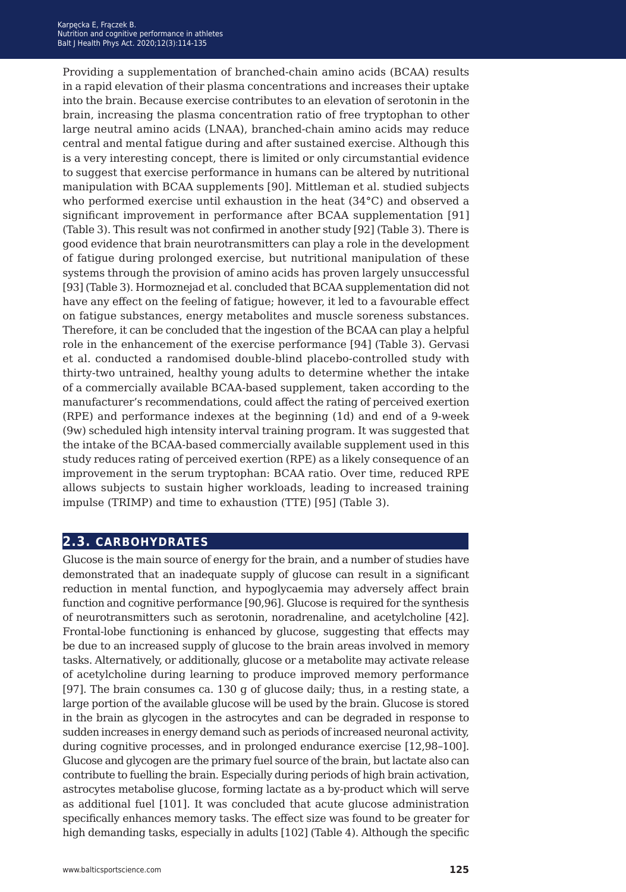Providing a supplementation of branched-chain amino acids (BCAA) results in a rapid elevation of their plasma concentrations and increases their uptake into the brain. Because exercise contributes to an elevation of serotonin in the brain, increasing the plasma concentration ratio of free tryptophan to other large neutral amino acids (LNAA), branched-chain amino acids may reduce central and mental fatigue during and after sustained exercise. Although this is a very interesting concept, there is limited or only circumstantial evidence to suggest that exercise performance in humans can be altered by nutritional manipulation with BCAA supplements [90]. Mittleman et al. studied subjects who performed exercise until exhaustion in the heat (34°C) and observed a significant improvement in performance after BCAA supplementation [91] (Table 3). This result was not confirmed in another study [92] (Table 3). There is good evidence that brain neurotransmitters can play a role in the development of fatigue during prolonged exercise, but nutritional manipulation of these systems through the provision of amino acids has proven largely unsuccessful [93] (Table 3). Hormoznejad et al. concluded that BCAA supplementation did not have any effect on the feeling of fatigue; however, it led to a favourable effect on fatigue substances, energy metabolites and muscle soreness substances. Therefore, it can be concluded that the ingestion of the BCAA can play a helpful role in the enhancement of the exercise performance [94] (Table 3). Gervasi et al. conducted a randomised double-blind placebo-controlled study with thirty-two untrained, healthy young adults to determine whether the intake of a commercially available BCAA-based supplement, taken according to the manufacturer's recommendations, could affect the rating of perceived exertion (RPE) and performance indexes at the beginning (1d) and end of a 9-week (9w) scheduled high intensity interval training program. It was suggested that the intake of the BCAA-based commercially available supplement used in this study reduces rating of perceived exertion (RPE) as a likely consequence of an improvement in the serum tryptophan: BCAA ratio. Over time, reduced RPE allows subjects to sustain higher workloads, leading to increased training impulse (TRIMP) and time to exhaustion (TTE) [95] (Table 3).

## 2.3. CARBOHYDRATES

Glucose is the main source of energy for the brain, and a number of studies have demonstrated that an inadequate supply of glucose can result in a significant reduction in mental function, and hypoglycaemia may adversely affect brain function and cognitive performance [90,96]. Glucose is required for the synthesis of neurotransmitters such as serotonin, noradrenaline, and acetylcholine [42]. Frontal-lobe functioning is enhanced by glucose, suggesting that effects may be due to an increased supply of glucose to the brain areas involved in memory tasks. Alternatively, or additionally, glucose or a metabolite may activate release of acetylcholine during learning to produce improved memory performance [97]. The brain consumes ca. 130 g of glucose daily; thus, in a resting state, a large portion of the available glucose will be used by the brain. Glucose is stored in the brain as glycogen in the astrocytes and can be degraded in response to sudden increases in energy demand such as periods of increased neuronal activity, during cognitive processes, and in prolonged endurance exercise [12,98–100]. Glucose and glycogen are the primary fuel source of the brain, but lactate also can contribute to fuelling the brain. Especially during periods of high brain activation, astrocytes metabolise glucose, forming lactate as a by-product which will serve as additional fuel [101]. It was concluded that acute glucose administration specifically enhances memory tasks. The effect size was found to be greater for high demanding tasks, especially in adults [102] (Table 4). Although the specific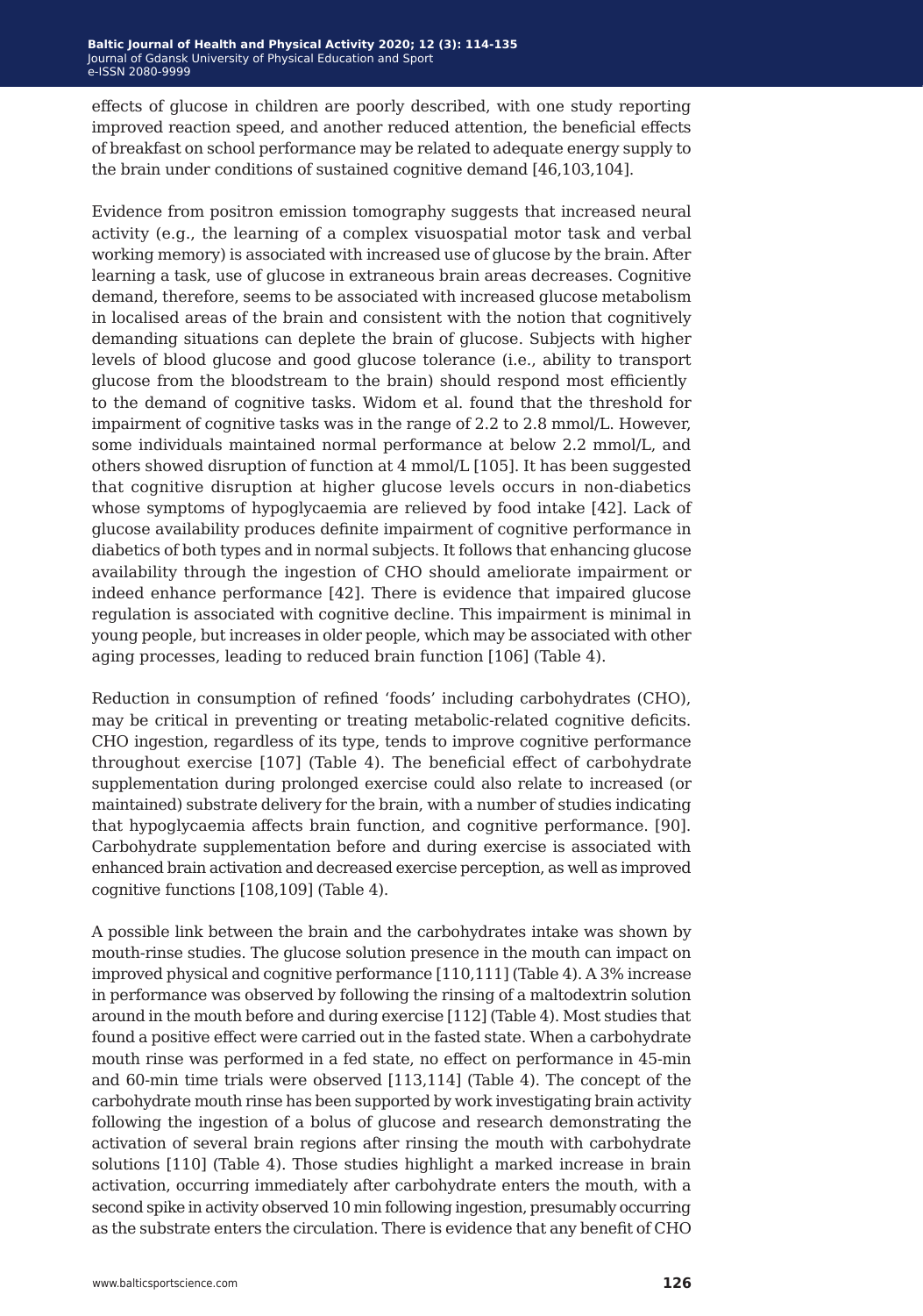effects of glucose in children are poorly described, with one study reporting improved reaction speed, and another reduced attention, the beneficial effects of breakfast on school performance may be related to adequate energy supply to the brain under conditions of sustained cognitive demand [46,103,104].

Evidence from positron emission tomography suggests that increased neural activity (e.g., the learning of a complex visuospatial motor task and verbal working memory) is associated with increased use of glucose by the brain. After learning a task, use of glucose in extraneous brain areas decreases. Cognitive demand, therefore, seems to be associated with increased glucose metabolism in localised areas of the brain and consistent with the notion that cognitively demanding situations can deplete the brain of glucose. Subjects with higher levels of blood glucose and good glucose tolerance (i.e., ability to transport glucose from the bloodstream to the brain) should respond most efficiently to the demand of cognitive tasks. Widom et al. found that the threshold for impairment of cognitive tasks was in the range of 2.2 to 2.8 mmol/L. However, some individuals maintained normal performance at below 2.2 mmol/L, and others showed disruption of function at 4 mmol/L [105]. It has been suggested that cognitive disruption at higher glucose levels occurs in non-diabetics whose symptoms of hypoglycaemia are relieved by food intake [42]. Lack of glucose availability produces definite impairment of cognitive performance in diabetics of both types and in normal subjects. It follows that enhancing glucose availability through the ingestion of CHO should ameliorate impairment or indeed enhance performance [42]. There is evidence that impaired glucose regulation is associated with cognitive decline. This impairment is minimal in young people, but increases in older people, which may be associated with other aging processes, leading to reduced brain function [106] (Table 4).

Reduction in consumption of refined 'foods' including carbohydrates (CHO), may be critical in preventing or treating metabolic-related cognitive deficits. CHO ingestion, regardless of its type, tends to improve cognitive performance throughout exercise [107] (Table 4). The beneficial effect of carbohydrate supplementation during prolonged exercise could also relate to increased (or maintained) substrate delivery for the brain, with a number of studies indicating that hypoglycaemia affects brain function, and cognitive performance. [90]. Carbohydrate supplementation before and during exercise is associated with enhanced brain activation and decreased exercise perception, as well as improved cognitive functions [108,109] (Table 4).

A possible link between the brain and the carbohydrates intake was shown by mouth-rinse studies. The glucose solution presence in the mouth can impact on improved physical and cognitive performance [110,111] (Table 4). A 3% increase in performance was observed by following the rinsing of a maltodextrin solution around in the mouth before and during exercise [112] (Table 4). Most studies that found a positive effect were carried out in the fasted state. When a carbohydrate mouth rinse was performed in a fed state, no effect on performance in 45-min and 60-min time trials were observed [113,114] (Table 4). The concept of the carbohydrate mouth rinse has been supported by work investigating brain activity following the ingestion of a bolus of glucose and research demonstrating the activation of several brain regions after rinsing the mouth with carbohydrate solutions [110] (Table 4). Those studies highlight a marked increase in brain activation, occurring immediately after carbohydrate enters the mouth, with a second spike in activity observed 10 min following ingestion, presumably occurring as the substrate enters the circulation. There is evidence that any benefit of CHO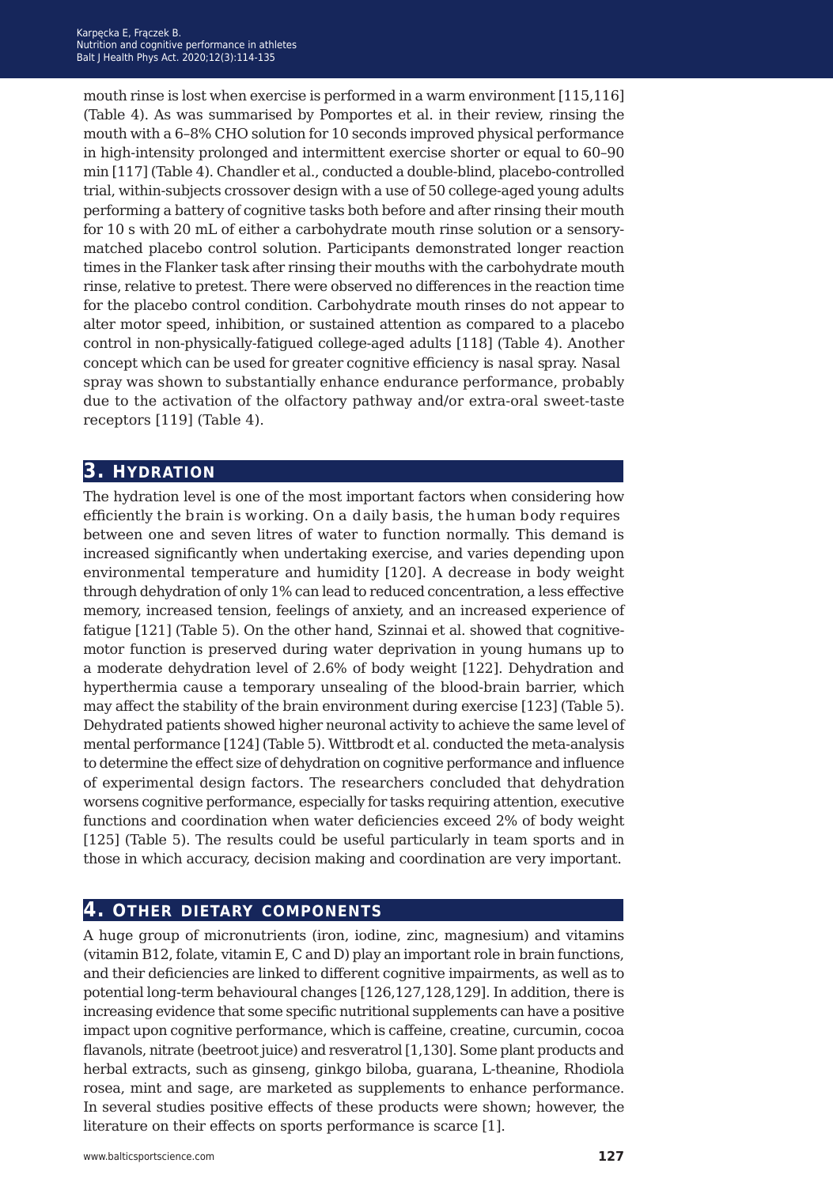mouth rinse is lost when exercise is performed in a warm environment [115,116] (Table 4). As was summarised by Pomportes et al. in their review, rinsing the mouth with a 6–8% CHO solution for 10 seconds improved physical performance in high-intensity prolonged and intermittent exercise shorter or equal to 60–90 min [117] (Table 4). Chandler et al., conducted a double-blind, placebo-controlled trial, within-subjects crossover design with a use of 50 college-aged young adults performing a battery of cognitive tasks both before and after rinsing their mouth for 10 s with 20 mL of either a carbohydrate mouth rinse solution or a sensory-matched placebo control solution. Participants demonstrated longer reaction times in the Flanker task after rinsing their mouths with the carbohydrate mouth rinse, relative to pretest. There were observed no differences in the reaction time for the placebo control condition. Carbohydrate mouth rinses do not appear to alter motor speed, inhibition, or sustained attention as compared to a placebo control in non-physically-fatigued college-aged adults [118] (Table 4). Another concept which can be used for greater cognitive efficiency is nasal spray. Nasal spray was shown to substantially enhance endurance performance, probably due to the activation of the olfactory pathway and/or extra-oral sweet-taste receptors [119] (Table 4).

## 3. Hydration

The hydration level is one of the most important factors when considering how efficiently the brain is working. On a daily basis, the human body requires between one and seven litres of water to function normally. This demand is increased significantly when undertaking exercise, and varies depending upon environmental temperature and humidity [120]. A decrease in body weight through dehydration of only 1% can lead to reduced concentration, a less effective memory, increased tension, feelings of anxiety, and an increased experience of fatigue [121] (Table 5). On the other hand, Szinnai et al. showed that cognitive-motor function is preserved during water deprivation in young humans up to a moderate dehydration level of 2.6% of body weight [122]. Dehydration and hyperthermia cause a temporary unsealing of the blood-brain barrier, which may affect the stability of the brain environment during exercise [123] (Table 5). Dehydrated patients showed higher neuronal activity to achieve the same level of mental performance [124] (Table 5). Wittbrodt et al. conducted the meta-analysis to determine the effect size of dehydration on cognitive performance and influence of experimental design factors. The researchers concluded that dehydration worsens cognitive performance, especially for tasks requiring attention, executive functions and coordination when water deficiencies exceed 2% of body weight [125] (Table 5). The results could be useful particularly in team sports and in those in which accuracy, decision making and coordination are very important.

## 4. Other dietary components

A huge group of micronutrients (iron, iodine, zinc, magnesium) and vitamins (vitamin B12, folate, vitamin E, C and D) play an important role in brain functions, and their deficiencies are linked to different cognitive impairments, as well as to potential long-term behavioural changes [126,127,128,129]. In addition, there is increasing evidence that some specific nutritional supplements can have a positive impact upon cognitive performance, which is caffeine, creatine, curcumin, cocoa flavanols, nitrate (beetroot juice) and resveratrol [1,130]. Some plant products and herbal extracts, such as ginseng, ginkgo biloba, guarana, L-theanine, Rhodiola rosea, mint and sage, are marketed as supplements to enhance performance. In several studies positive effects of these products were shown; however, the literature on their effects on sports performance is scarce [1].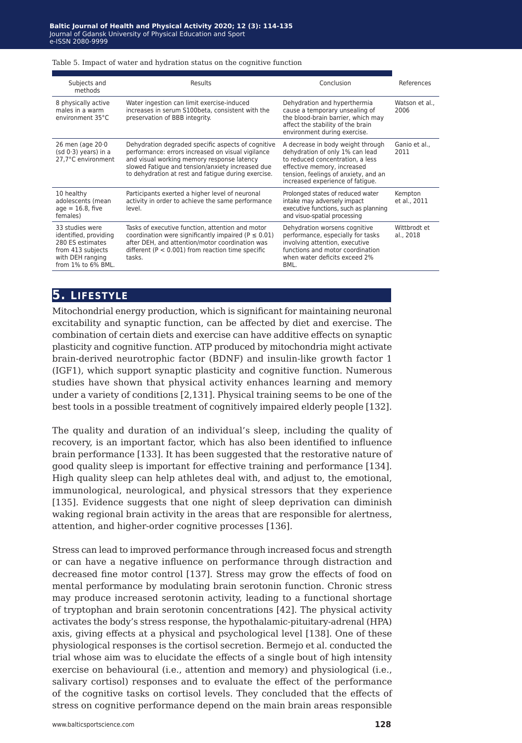Table 5. Impact of water and hydration status on the cognitive function

| Subjects and methods | Results | Conclusion | References |
|---|---|---|---|
| 8 physically active males in a warm environment 35°C | Water ingestion can limit exercise-induced increases in serum S100beta, consistent with the preservation of BBB integrity. | Dehydration and hyperthermia cause a temporary unsealing of the blood-brain barrier, which may affect the stability of the brain environment during exercise. | Watson et al., 2006 |
| 26 men (age 20·0 (sd 0·3) years) in a 27,7°C environment | Dehydration degraded specific aspects of cognitive performance: errors increased on visual vigilance and visual working memory response latency slowed Fatigue and tension/anxiety increased due to dehydration at rest and fatigue during exercise. | A decrease in body weight through dehydration of only 1% can lead to reduced concentration, a less effective memory, increased tension, feelings of anxiety, and an increased experience of fatigue. | Ganio et al., 2011 |
| 10 healthy adolescents (mean age = 16.8, five females) | Participants exerted a higher level of neuronal activity in order to achieve the same performance level. | Prolonged states of reduced water intake may adversely impact executive functions, such as planning and visuo-spatial processing | Kempton et al., 2011 |
| 33 studies were identified, providing 280 ES estimates from 413 subjects with DEH ranging from 1% to 6% BML. | Tasks of executive function, attention and motor coordination were significantly impaired ($P \leq 0.01$) after DEH, and attention/motor coordination was different ($P < 0.001$) from reaction time specific tasks. | Dehydration worsens cognitive performance, especially for tasks involving attention, executive functions and motor coordination when water deficits exceed 2% BML. | Wittbrodt et al., 2018 |

## 5. Lifestyle

Mitochondrial energy production, which is significant for maintaining neuronal excitability and synaptic function, can be affected by diet and exercise. The combination of certain diets and exercise can have additive effects on synaptic plasticity and cognitive function. ATP produced by mitochondria might activate brain-derived neurotrophic factor (BDNF) and insulin-like growth factor 1 (IGF1), which support synaptic plasticity and cognitive function. Numerous studies have shown that physical activity enhances learning and memory under a variety of conditions [2,131]. Physical training seems to be one of the best tools in a possible treatment of cognitively impaired elderly people [132].

The quality and duration of an individual's sleep, including the quality of recovery, is an important factor, which has also been identified to influence brain performance [133]. It has been suggested that the restorative nature of good quality sleep is important for effective training and performance [134]. High quality sleep can help athletes deal with, and adjust to, the emotional, immunological, neurological, and physical stressors that they experience [135]. Evidence suggests that one night of sleep deprivation can diminish waking regional brain activity in the areas that are responsible for alertness, attention, and higher-order cognitive processes [136].

Stress can lead to improved performance through increased focus and strength or can have a negative influence on performance through distraction and decreased fine motor control [137]. Stress may grow the effects of food on mental performance by modulating brain serotonin function. Chronic stress may produce increased serotonin activity, leading to a functional shortage of tryptophan and brain serotonin concentrations [42]. The physical activity activates the body's stress response, the hypothalamic-pituitary-adrenal (HPA) axis, giving effects at a physical and psychological level [138]. One of these physiological responses is the cortisol secretion. Bermejo et al. conducted the trial whose aim was to elucidate the effects of a single bout of high intensity exercise on behavioural (i.e., attention and memory) and physiological (i.e., salivary cortisol) responses and to evaluate the effect of the performance of the cognitive tasks on cortisol levels. They concluded that the effects of stress on cognitive performance depend on the main brain areas responsible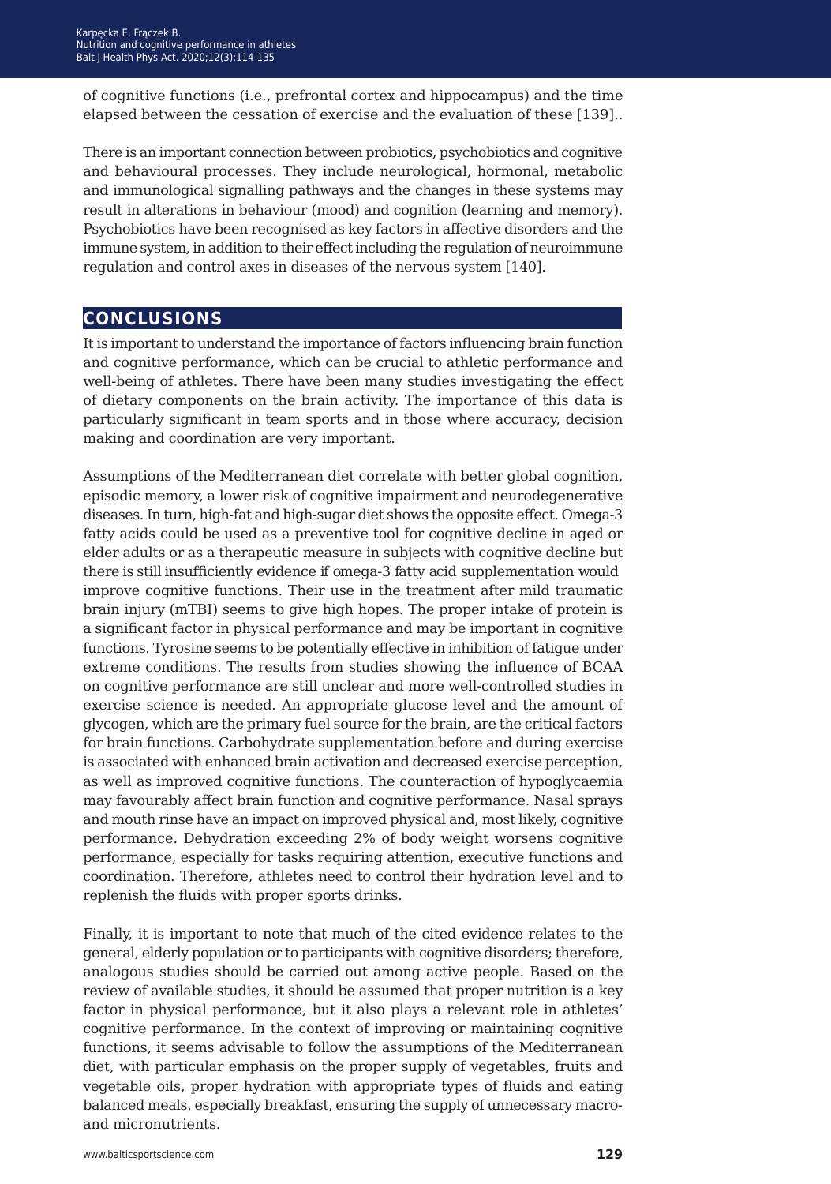of cognitive functions (i.e., prefrontal cortex and hippocampus) and the time elapsed between the cessation of exercise and the evaluation of these [139]..

There is an important connection between probiotics, psychobiotics and cognitive and behavioural processes. They include neurological, hormonal, metabolic and immunological signalling pathways and the changes in these systems may result in alterations in behaviour (mood) and cognition (learning and memory). Psychobiotics have been recognised as key factors in affective disorders and the immune system, in addition to their effect including the regulation of neuroimmune regulation and control axes in diseases of the nervous system [140].

## CONCLUSIONS

It is important to understand the importance of factors influencing brain function and cognitive performance, which can be crucial to athletic performance and well-being of athletes. There have been many studies investigating the effect of dietary components on the brain activity. The importance of this data is particularly significant in team sports and in those where accuracy, decision making and coordination are very important.

Assumptions of the Mediterranean diet correlate with better global cognition, episodic memory, a lower risk of cognitive impairment and neurodegenerative diseases. In turn, high-fat and high-sugar diet shows the opposite effect. Omega-3 fatty acids could be used as a preventive tool for cognitive decline in aged or elder adults or as a therapeutic measure in subjects with cognitive decline but there is still insufficiently evidence if omega-3 fatty acid supplementation would improve cognitive functions. Their use in the treatment after mild traumatic brain injury (mTBI) seems to give high hopes. The proper intake of protein is a significant factor in physical performance and may be important in cognitive functions. Tyrosine seems to be potentially effective in inhibition of fatigue under extreme conditions. The results from studies showing the influence of BCAA on cognitive performance are still unclear and more well-controlled studies in exercise science is needed. An appropriate glucose level and the amount of glycogen, which are the primary fuel source for the brain, are the critical factors for brain functions. Carbohydrate supplementation before and during exercise is associated with enhanced brain activation and decreased exercise perception, as well as improved cognitive functions. The counteraction of hypoglycaemia may favourably affect brain function and cognitive performance. Nasal sprays and mouth rinse have an impact on improved physical and, most likely, cognitive performance. Dehydration exceeding 2% of body weight worsens cognitive performance, especially for tasks requiring attention, executive functions and coordination. Therefore, athletes need to control their hydration level and to replenish the fluids with proper sports drinks.

Finally, it is important to note that much of the cited evidence relates to the general, elderly population or to participants with cognitive disorders; therefore, analogous studies should be carried out among active people. Based on the review of available studies, it should be assumed that proper nutrition is a key factor in physical performance, but it also plays a relevant role in athletes' cognitive performance. In the context of improving or maintaining cognitive functions, it seems advisable to follow the assumptions of the Mediterranean diet, with particular emphasis on the proper supply of vegetables, fruits and vegetable oils, proper hydration with appropriate types of fluids and eating balanced meals, especially breakfast, ensuring the supply of unnecessary macro- and micronutrients.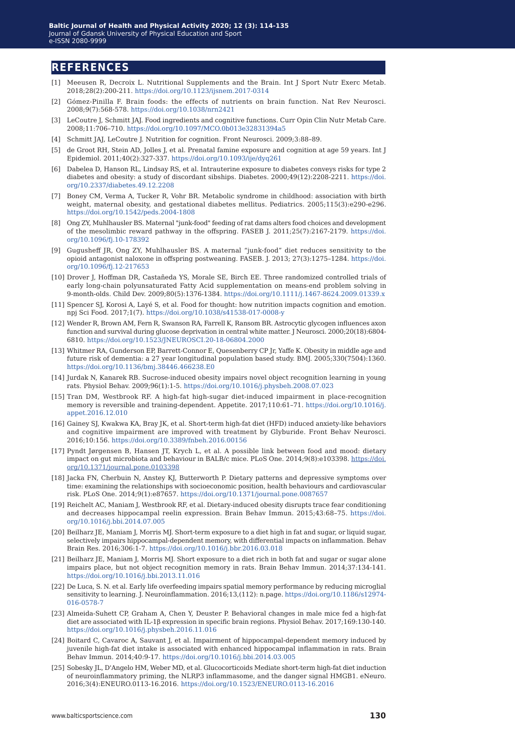## REFERENCES

[1] Meeusen R, Decroix L. Nutritional Supplements and the Brain. Int J Sport Nutr Exerc Metab. 2018;28(2):200-211. https://doi.org/10.1123/ijsnem.2017-0314

[2] Gómez-Pinilla F. Brain foods: the effects of nutrients on brain function. Nat Rev Neurosci. 2008;9(7):568-578. https://doi.org/10.1038/nrn2421

[3] LeCoutre J, Schmitt JAJ. Food ingredients and cognitive functions. Curr Opin Clin Nutr Metab Care. 2008;11:706–710. https://doi.org/10.1097/MCO.0b013e32831394a5

[4] Schmitt JAJ, LeCoutre J. Nutrition for cognition. Front Neurosci. 2009;3:88–89.

[5] de Groot RH, Stein AD, Jolles J, et al. Prenatal famine exposure and cognition at age 59 years. Int J Epidemiol. 2011;40(2):327-337. https://doi.org/10.1093/ije/dyq261

[6] Dabelea D, Hanson RL, Lindsay RS, et al. Intrauterine exposure to diabetes conveys risks for type 2 diabetes and obesity: a study of discordant sibships. Diabetes. 2000;49(12):2208-2211. https://doi.org/10.2337/diabetes.49.12.2208

[7] Boney CM, Verma A, Tucker R, Vohr BR. Metabolic syndrome in childhood: association with birth weight, maternal obesity, and gestational diabetes mellitus. Pediatrics. 2005;115(3):e290-e296. https://doi.org/10.1542/peds.2004-1808

[8] Ong ZY, Muhlhausler BS. Maternal "junk-food" feeding of rat dams alters food choices and development of the mesolimbic reward pathway in the offspring. FASEB J. 2011;25(7):2167-2179. https://doi.org/10.1096/fj.10-178392

[9] Gugusheff JR, Ong ZY, Muhlhausler BS. A maternal "junk-food" diet reduces sensitivity to the opioid antagonist naloxone in offspring postweaning. FASEB. J. 2013; 27(3):1275–1284. https://doi.org/10.1096/fj.12-217653

[10] Drover J, Hoffman DR, Castañeda YS, Morale SE, Birch EE. Three randomized controlled trials of early long-chain polyunsaturated Fatty Acid supplementation on means-end problem solving in 9-month-olds. Child Dev. 2009;80(5):1376-1384. https://doi.org/10.1111/j.1467-8624.2009.01339.x

[11] Spencer SJ, Korosi A, Layé S, et al. Food for thought: how nutrition impacts cognition and emotion. npj Sci Food. 2017;1(7). https://doi.org/10.1038/s41538-017-0008-y

[12] Wender R, Brown AM, Fern R, Swanson RA, Farrell K, Ransom BR. Astrocytic glycogen influences axon function and survival during glucose deprivation in central white matter. J Neurosci. 2000;20(18):6804-6810. https://doi.org/10.1523/JNEUROSCI.20-18-06804.2000

[13] Whitmer RA, Gunderson EP, Barrett-Connor E, Quesenberry CP Jr, Yaffe K. Obesity in middle age and future risk of dementia: a 27 year longitudinal population based study. BMJ. 2005;330(7504):1360. https://doi.org/10.1136/bmj.38446.466238.E0

[14] Jurdak N, Kanarek RB. Sucrose-induced obesity impairs novel object recognition learning in young rats. Physiol Behav. 2009;96(1):1-5. https://doi.org/10.1016/j.physbeh.2008.07.023

[15] Tran DM, Westbrook RF. A high-fat high-sugar diet-induced impairment in place-recognition memory is reversible and training-dependent. Appetite. 2017;110:61–71. https://doi.org/10.1016/j.appet.2016.12.010

[16] Gainey SJ, Kwakwa KA, Bray JK, et al. Short-term high-fat diet (HFD) induced anxiety-like behaviors and cognitive impairment are improved with treatment by Glyburide. Front Behav Neurosci. 2016;10:156. https://doi.org/10.3389/fnbeh.2016.00156

[17] Pyndt Jørgensen B, Hansen JT, Krych L, et al. A possible link between food and mood: dietary impact on gut microbiota and behaviour in BALB/c mice. PLoS One. 2014;9(8):e103398. https://doi.org/10.1371/journal.pone.0103398

[18] Jacka FN, Cherbuin N, Anstey KJ, Butterworth P. Dietary patterns and depressive symptoms over time: examining the relationships with socioeconomic position, health behaviours and cardiovascular risk. PLoS One. 2014;9(1):e87657. https://doi.org/10.1371/journal.pone.0087657

[19] Reichelt AC, Maniam J, Westbrook RF, et al. Dietary-induced obesity disrupts trace fear conditioning and decreases hippocampal reelin expression. Brain Behav Immun. 2015;43:68–75. https://doi.org/10.1016/j.bbi.2014.07.005

[20] Beilharz JE, Maniam J, Morris MJ. Short-term exposure to a diet high in fat and sugar, or liquid sugar, selectively impairs hippocampal-dependent memory, with differential impacts on inflammation. Behav Brain Res. 2016;306:1-7. https://doi.org/10.1016/j.bbr.2016.03.018

[21] Beilharz JE, Maniam J, Morris MJ. Short exposure to a diet rich in both fat and sugar or sugar alone impairs place, but not object recognition memory in rats. Brain Behav Immun. 2014;37:134-141. https://doi.org/10.1016/j.bbi.2013.11.016

[22] De Luca, S. N. et al. Early life overfeeding impairs spatial memory performance by reducing microglial sensitivity to learning. J. Neuroinflammation. 2016;13,(112): n.page. https://doi.org/10.1186/s12974-016-0578-7

[23] Almeida-Suhett CP, Graham A, Chen Y, Deuster P. Behavioral changes in male mice fed a high-fat diet are associated with IL-1β expression in specific brain regions. Physiol Behav. 2017;169:130-140. https://doi.org/10.1016/j.physbeh.2016.11.016

[24] Boitard C, Cavaroc A, Sauvant J, et al. Impairment of hippocampal-dependent memory induced by juvenile high-fat diet intake is associated with enhanced hippocampal inflammation in rats. Brain Behav Immun. 2014;40:9-17. https://doi.org/10.1016/j.bbi.2014.03.005

[25] Sobesky JL, D'Angelo HM, Weber MD, et al. Glucocorticoids Mediate short-term high-fat diet induction of neuroinflammatory priming, the NLRP3 inflammasome, and the danger signal HMGB1. eNeuro. 2016;3(4):ENEURO.0113-16.2016. https://doi.org/10.1523/ENEURO.0113-16.2016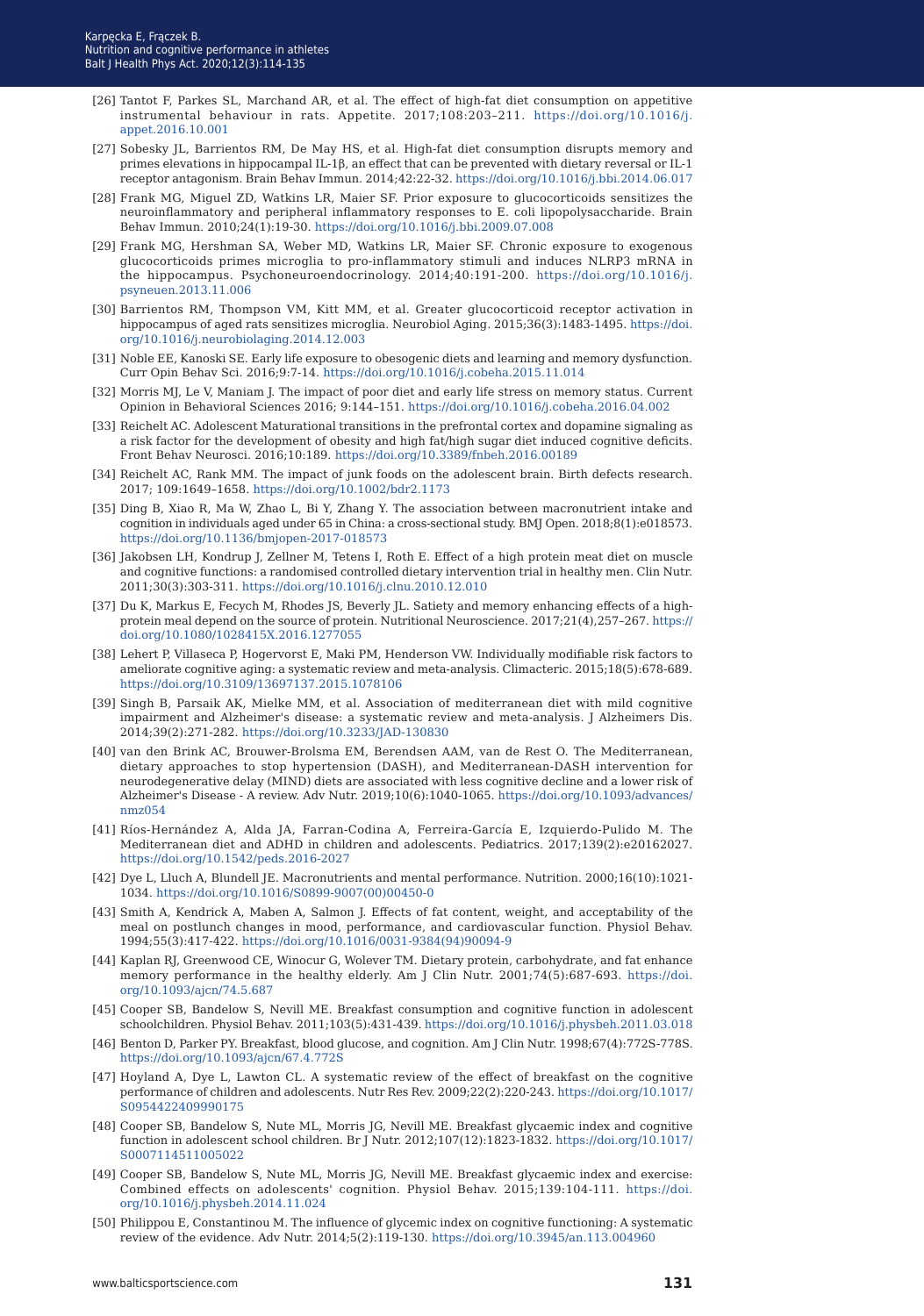[26] Tantot F, Parkes SL, Marchand AR, et al. The effect of high-fat diet consumption on appetitive instrumental behaviour in rats. Appetite. 2017;108:203–211. https://doi.org/10.1016/j.appet.2016.10.001

[27] Sobesky JL, Barrientos RM, De May HS, et al. High-fat diet consumption disrupts memory and primes elevations in hippocampal IL-1β, an effect that can be prevented with dietary reversal or IL-1 receptor antagonism. Brain Behav Immun. 2014;42:22-32. https://doi.org/10.1016/j.bbi.2014.06.017

[28] Frank MG, Miguel ZD, Watkins LR, Maier SF. Prior exposure to glucocorticoids sensitizes the neuroinflammatory and peripheral inflammatory responses to E. coli lipopolysaccharide. Brain Behav Immun. 2010;24(1):19-30. https://doi.org/10.1016/j.bbi.2009.07.008

[29] Frank MG, Hershman SA, Weber MD, Watkins LR, Maier SF. Chronic exposure to exogenous glucocorticoids primes microglia to pro-inflammatory stimuli and induces NLRP3 mRNA in the hippocampus. Psychoneuroendocrinology. 2014;40:191-200. https://doi.org/10.1016/j.psyneuen.2013.11.006

[30] Barrientos RM, Thompson VM, Kitt MM, et al. Greater glucocorticoid receptor activation in hippocampus of aged rats sensitizes microglia. Neurobiol Aging. 2015;36(3):1483-1495. https://doi.org/10.1016/j.neurobiolaging.2014.12.003

[31] Noble EE, Kanoski SE. Early life exposure to obesogenic diets and learning and memory dysfunction. Curr Opin Behav Sci. 2016;9:7-14. https://doi.org/10.1016/j.cobeha.2015.11.014

[32] Morris MJ, Le V, Maniam J. The impact of poor diet and early life stress on memory status. Current Opinion in Behavioral Sciences 2016; 9:144–151. https://doi.org/10.1016/j.cobeha.2016.04.002

[33] Reichelt AC. Adolescent Maturational transitions in the prefrontal cortex and dopamine signaling as a risk factor for the development of obesity and high fat/high sugar diet induced cognitive deficits. Front Behav Neurosci. 2016;10:189. https://doi.org/10.3389/fnbeh.2016.00189

[34] Reichelt AC, Rank MM. The impact of junk foods on the adolescent brain. Birth defects research. 2017; 109:1649–1658. https://doi.org/10.1002/bdr2.1173

[35] Ding B, Xiao R, Ma W, Zhao L, Bi Y, Zhang Y. The association between macronutrient intake and cognition in individuals aged under 65 in China: a cross-sectional study. BMJ Open. 2018;8(1):e018573. https://doi.org/10.1136/bmjopen-2017-018573

[36] Jakobsen LH, Kondrup J, Zellner M, Tetens I, Roth E. Effect of a high protein meat diet on muscle and cognitive functions: a randomised controlled dietary intervention trial in healthy men. Clin Nutr. 2011;30(3):303-311. https://doi.org/10.1016/j.clnu.2010.12.010

[37] Du K, Markus E, Fecych M, Rhodes JS, Beverly JL. Satiety and memory enhancing effects of a high-protein meal depend on the source of protein. Nutritional Neuroscience. 2017;21(4),257–267. https://doi.org/10.1080/1028415X.2016.1277055

[38] Lehert P, Villaseca P, Hogervorst E, Maki PM, Henderson VW. Individually modifiable risk factors to ameliorate cognitive aging: a systematic review and meta-analysis. Climacteric. 2015;18(5):678-689. https://doi.org/10.3109/13697137.2015.1078106

[39] Singh B, Parsaik AK, Mielke MM, et al. Association of mediterranean diet with mild cognitive impairment and Alzheimer's disease: a systematic review and meta-analysis. J Alzheimers Dis. 2014;39(2):271-282. https://doi.org/10.3233/JAD-130830

[40] van den Brink AC, Brouwer-Brolsma EM, Berendsen AAM, van de Rest O. The Mediterranean, dietary approaches to stop hypertension (DASH), and Mediterranean-DASH intervention for neurodegenerative delay (MIND) diets are associated with less cognitive decline and a lower risk of Alzheimer's Disease - A review. Adv Nutr. 2019;10(6):1040-1065. https://doi.org/10.1093/advances/nmz054

[41] Ríos-Hernández A, Alda JA, Farran-Codina A, Ferreira-García E, Izquierdo-Pulido M. The Mediterranean diet and ADHD in children and adolescents. Pediatrics. 2017;139(2):e20162027. https://doi.org/10.1542/peds.2016-2027

[42] Dye L, Lluch A, Blundell JE. Macronutrients and mental performance. Nutrition. 2000;16(10):1021-1034. https://doi.org/10.1016/S0899-9007(00)00450-0

[43] Smith A, Kendrick A, Maben A, Salmon J. Effects of fat content, weight, and acceptability of the meal on postlunch changes in mood, performance, and cardiovascular function. Physiol Behav. 1994;55(3):417-422. https://doi.org/10.1016/0031-9384(94)90094-9

[44] Kaplan RJ, Greenwood CE, Winocur G, Wolever TM. Dietary protein, carbohydrate, and fat enhance memory performance in the healthy elderly. Am J Clin Nutr. 2001;74(5):687-693. https://doi.org/10.1093/ajcn/74.5.687

[45] Cooper SB, Bandelow S, Nevill ME. Breakfast consumption and cognitive function in adolescent schoolchildren. Physiol Behav. 2011;103(5):431-439. https://doi.org/10.1016/j.physbeh.2011.03.018

[46] Benton D, Parker PY. Breakfast, blood glucose, and cognition. Am J Clin Nutr. 1998;67(4):772S-778S. https://doi.org/10.1093/ajcn/67.4.772S

[47] Hoyland A, Dye L, Lawton CL. A systematic review of the effect of breakfast on the cognitive performance of children and adolescents. Nutr Res Rev. 2009;22(2):220-243. https://doi.org/10.1017/S0954422409990175

[48] Cooper SB, Bandelow S, Nute ML, Morris JG, Nevill ME. Breakfast glycaemic index and cognitive function in adolescent school children. Br J Nutr. 2012;107(12):1823-1832. https://doi.org/10.1017/S0007114511005022

[49] Cooper SB, Bandelow S, Nute ML, Morris JG, Nevill ME. Breakfast glycaemic index and exercise: Combined effects on adolescents' cognition. Physiol Behav. 2015;139:104-111. https://doi.org/10.1016/j.physbeh.2014.11.024

[50] Philippou E, Constantinou M. The influence of glycemic index on cognitive functioning: A systematic review of the evidence. Adv Nutr. 2014;5(2):119-130. https://doi.org/10.3945/an.113.004960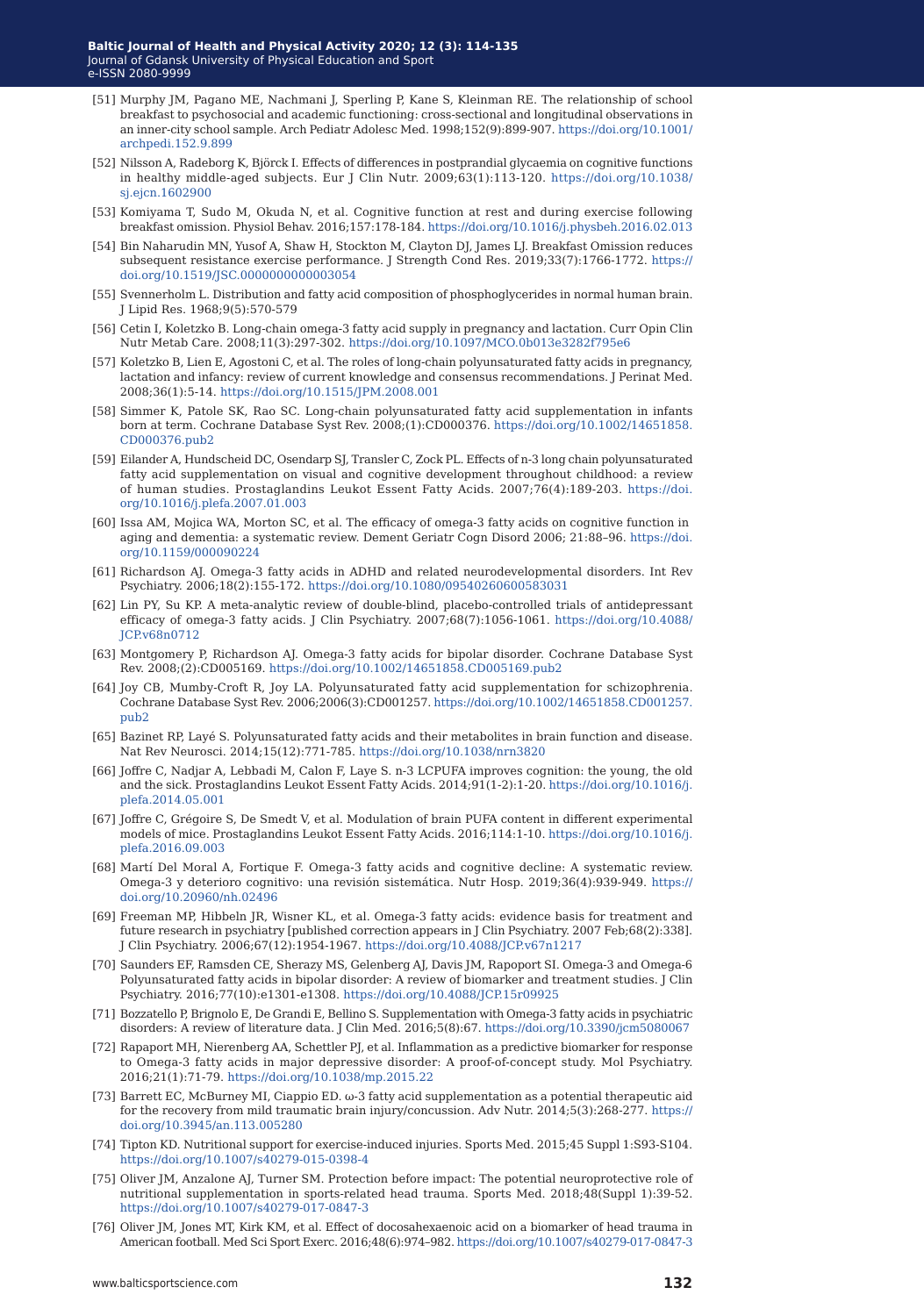[51] Murphy JM, Pagano ME, Nachmani J, Sperling P, Kane S, Kleinman RE. The relationship of school breakfast to psychosocial and academic functioning: cross-sectional and longitudinal observations in an inner-city school sample. Arch Pediatr Adolesc Med. 1998;152(9):899-907. https://doi.org/10.1001/archpedi.152.9.899

[52] Nilsson A, Radeborg K, Björck I. Effects of differences in postprandial glycaemia on cognitive functions in healthy middle-aged subjects. Eur J Clin Nutr. 2009;63(1):113-120. https://doi.org/10.1038/sj.ejcn.1602900

[53] Komiyama T, Sudo M, Okuda N, et al. Cognitive function at rest and during exercise following breakfast omission. Physiol Behav. 2016;157:178-184. https://doi.org/10.1016/j.physbeh.2016.02.013

[54] Bin Naharudin MN, Yusof A, Shaw H, Stockton M, Clayton DJ, James LJ. Breakfast Omission reduces subsequent resistance exercise performance. J Strength Cond Res. 2019;33(7):1766-1772. https://doi.org/10.1519/JSC.0000000000003054

[55] Svennerholm L. Distribution and fatty acid composition of phosphoglycerides in normal human brain. J Lipid Res. 1968;9(5):570-579

[56] Cetin I, Koletzko B. Long-chain omega-3 fatty acid supply in pregnancy and lactation. Curr Opin Clin Nutr Metab Care. 2008;11(3):297-302. https://doi.org/10.1097/MCO.0b013e3282f795e6

[57] Koletzko B, Lien E, Agostoni C, et al. The roles of long-chain polyunsaturated fatty acids in pregnancy, lactation and infancy: review of current knowledge and consensus recommendations. J Perinat Med. 2008;36(1):5-14. https://doi.org/10.1515/JPM.2008.001

[58] Simmer K, Patole SK, Rao SC. Long-chain polyunsaturated fatty acid supplementation in infants born at term. Cochrane Database Syst Rev. 2008;(1):CD000376. https://doi.org/10.1002/14651858.CD000376.pub2

[59] Eilander A, Hundscheid DC, Osendarp SJ, Transler C, Zock PL. Effects of n-3 long chain polyunsaturated fatty acid supplementation on visual and cognitive development throughout childhood: a review of human studies. Prostaglandins Leukot Essent Fatty Acids. 2007;76(4):189-203. https://doi.org/10.1016/j.plefa.2007.01.003

[60] Issa AM, Mojica WA, Morton SC, et al. The efficacy of omega-3 fatty acids on cognitive function in aging and dementia: a systematic review. Dement Geriatr Cogn Disord 2006; 21:88–96. https://doi.org/10.1159/000090224

[61] Richardson AJ. Omega-3 fatty acids in ADHD and related neurodevelopmental disorders. Int Rev Psychiatry. 2006;18(2):155-172. https://doi.org/10.1080/09540260600583031

[62] Lin PY, Su KP. A meta-analytic review of double-blind, placebo-controlled trials of antidepressant efficacy of omega-3 fatty acids. J Clin Psychiatry. 2007;68(7):1056-1061. https://doi.org/10.4088/JCP.v68n0712

[63] Montgomery P, Richardson AJ. Omega-3 fatty acids for bipolar disorder. Cochrane Database Syst Rev. 2008;(2):CD005169. https://doi.org/10.1002/14651858.CD005169.pub2

[64] Joy CB, Mumby-Croft R, Joy LA. Polyunsaturated fatty acid supplementation for schizophrenia. Cochrane Database Syst Rev. 2006;2006(3):CD001257. https://doi.org/10.1002/14651858.CD001257.pub2

[65] Bazinet RP, Layé S. Polyunsaturated fatty acids and their metabolites in brain function and disease. Nat Rev Neurosci. 2014;15(12):771-785. https://doi.org/10.1038/nrn3820

[66] Joffre C, Nadjar A, Lebbadi M, Calon F, Laye S. n-3 LCPUFA improves cognition: the young, the old and the sick. Prostaglandins Leukot Essent Fatty Acids. 2014;91(1-2):1-20. https://doi.org/10.1016/j.plefa.2014.05.001

[67] Joffre C, Grégoire S, De Smedt V, et al. Modulation of brain PUFA content in different experimental models of mice. Prostaglandins Leukot Essent Fatty Acids. 2016;114:1-10. https://doi.org/10.1016/j.plefa.2016.09.003

[68] Martí Del Moral A, Fortique F. Omega-3 fatty acids and cognitive decline: A systematic review. Omega-3 y deterioro cognitivo: una revisión sistemática. Nutr Hosp. 2019;36(4):939-949. https://doi.org/10.20960/nh.02496

[69] Freeman MP, Hibbeln JR, Wisner KL, et al. Omega-3 fatty acids: evidence basis for treatment and future research in psychiatry [published correction appears in J Clin Psychiatry. 2007 Feb;68(2):338]. J Clin Psychiatry. 2006;67(12):1954-1967. https://doi.org/10.4088/JCP.v67n1217

[70] Saunders EF, Ramsden CE, Sherazy MS, Gelenberg AJ, Davis JM, Rapoport SI. Omega-3 and Omega-6 Polyunsaturated fatty acids in bipolar disorder: A review of biomarker and treatment studies. J Clin Psychiatry. 2016;77(10):e1301-e1308. https://doi.org/10.4088/JCP.15r09925

[71] Bozzatello P, Brignolo E, De Grandi E, Bellino S. Supplementation with Omega-3 fatty acids in psychiatric disorders: A review of literature data. J Clin Med. 2016;5(8):67. https://doi.org/10.3390/jcm5080067

[72] Rapaport MH, Nierenberg AA, Schettler PJ, et al. Inflammation as a predictive biomarker for response to Omega-3 fatty acids in major depressive disorder: A proof-of-concept study. Mol Psychiatry. 2016;21(1):71-79. https://doi.org/10.1038/mp.2015.22

[73] Barrett EC, McBurney MI, Ciappio ED. ω-3 fatty acid supplementation as a potential therapeutic aid for the recovery from mild traumatic brain injury/concussion. Adv Nutr. 2014;5(3):268-277. https://doi.org/10.3945/an.113.005280

[74] Tipton KD. Nutritional support for exercise-induced injuries. Sports Med. 2015;45 Suppl 1:S93-S104. https://doi.org/10.1007/s40279-015-0398-4

[75] Oliver JM, Anzalone AJ, Turner SM. Protection before impact: The potential neuroprotective role of nutritional supplementation in sports-related head trauma. Sports Med. 2018;48(Suppl 1):39-52. https://doi.org/10.1007/s40279-017-0847-3

[76] Oliver JM, Jones MT, Kirk KM, et al. Effect of docosahexaenoic acid on a biomarker of head trauma in American football. Med Sci Sport Exerc. 2016;48(6):974–982. https://doi.org/10.1007/s40279-017-0847-3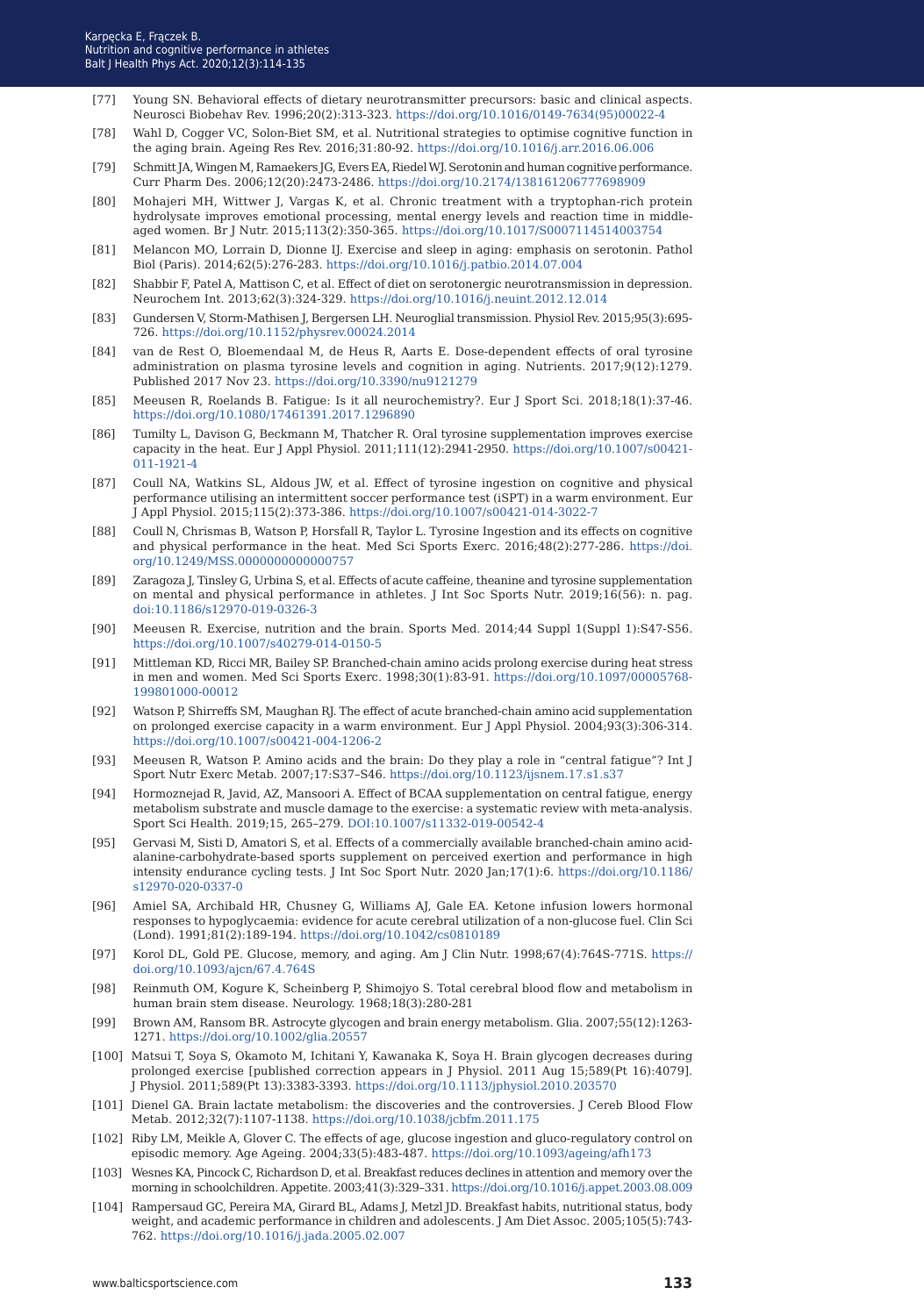[77] Young SN. Behavioral effects of dietary neurotransmitter precursors: basic and clinical aspects. Neurosci Biobehav Rev. 1996;20(2):313-323. https://doi.org/10.1016/0149-7634(95)00022-4

[78] Wahl D, Cogger VC, Solon-Biet SM, et al. Nutritional strategies to optimise cognitive function in the aging brain. Ageing Res Rev. 2016;31:80-92. https://doi.org/10.1016/j.arr.2016.06.006

[79] Schmitt JA, Wingen M, Ramaekers JG, Evers EA, Riedel WJ. Serotonin and human cognitive performance. Curr Pharm Des. 2006;12(20):2473-2486. https://doi.org/10.2174/138161206777698909

[80] Mohajeri MH, Wittwer J, Vargas K, et al. Chronic treatment with a tryptophan-rich protein hydrolysate improves emotional processing, mental energy levels and reaction time in middle-aged women. Br J Nutr. 2015;113(2):350-365. https://doi.org/10.1017/S0007114514003754

[81] Melancon MO, Lorrain D, Dionne IJ. Exercise and sleep in aging: emphasis on serotonin. Pathol Biol (Paris). 2014;62(5):276-283. https://doi.org/10.1016/j.patbio.2014.07.004

[82] Shabbir F, Patel A, Mattison C, et al. Effect of diet on serotonergic neurotransmission in depression. Neurochem Int. 2013;62(3):324-329. https://doi.org/10.1016/j.neuint.2012.12.014

[83] Gundersen V, Storm-Mathisen J, Bergersen LH. Neuroglial transmission. Physiol Rev. 2015;95(3):695-726. https://doi.org/10.1152/physrev.00024.2014

[84] van de Rest O, Bloemendaal M, de Heus R, Aarts E. Dose-dependent effects of oral tyrosine administration on plasma tyrosine levels and cognition in aging. Nutrients. 2017;9(12):1279. Published 2017 Nov 23. https://doi.org/10.3390/nu9121279

[85] Meeusen R, Roelands B. Fatigue: Is it all neurochemistry?. Eur J Sport Sci. 2018;18(1):37-46. https://doi.org/10.1080/17461391.2017.1296890

[86] Tumilty L, Davison G, Beckmann M, Thatcher R. Oral tyrosine supplementation improves exercise capacity in the heat. Eur J Appl Physiol. 2011;111(12):2941-2950. https://doi.org/10.1007/s00421-011-1921-4

[87] Coull NA, Watkins SL, Aldous JW, et al. Effect of tyrosine ingestion on cognitive and physical performance utilising an intermittent soccer performance test (iSPT) in a warm environment. Eur J Appl Physiol. 2015;115(2):373-386. https://doi.org/10.1007/s00421-014-3022-7

[88] Coull N, Chrismas B, Watson P, Horsfall R, Taylor L. Tyrosine Ingestion and its effects on cognitive and physical performance in the heat. Med Sci Sports Exerc. 2016;48(2):277-286. https://doi.org/10.1249/MSS.0000000000000757

[89] Zaragoza J, Tinsley G, Urbina S, et al. Effects of acute caffeine, theanine and tyrosine supplementation on mental and physical performance in athletes. J Int Soc Sports Nutr. 2019;16(56): n. pag. doi:10.1186/s12970-019-0326-3

[90] Meeusen R. Exercise, nutrition and the brain. Sports Med. 2014;44 Suppl 1(Suppl 1):S47-S56. https://doi.org/10.1007/s40279-014-0150-5

[91] Mittleman KD, Ricci MR, Bailey SP. Branched-chain amino acids prolong exercise during heat stress in men and women. Med Sci Sports Exerc. 1998;30(1):83-91. https://doi.org/10.1097/00005768-199801000-00012

[92] Watson P, Shirreffs SM, Maughan RJ. The effect of acute branched-chain amino acid supplementation on prolonged exercise capacity in a warm environment. Eur J Appl Physiol. 2004;93(3):306-314. https://doi.org/10.1007/s00421-004-1206-2

[93] Meeusen R, Watson P. Amino acids and the brain: Do they play a role in "central fatigue"? Int J Sport Nutr Exerc Metab. 2007;17:S37–S46. https://doi.org/10.1123/ijsnem.17.s1.s37

[94] Hormoznejad R, Javid, AZ, Mansoori A. Effect of BCAA supplementation on central fatigue, energy metabolism substrate and muscle damage to the exercise: a systematic review with meta-analysis. Sport Sci Health. 2019;15, 265–279. DOI:10.1007/s11332-019-00542-4

[95] Gervasi M, Sisti D, Amatori S, et al. Effects of a commercially available branched-chain amino acid-alanine-carbohydrate-based sports supplement on perceived exertion and performance in high intensity endurance cycling tests. J Int Soc Sport Nutr. 2020 Jan;17(1):6. https://doi.org/10.1186/s12970-020-0337-0

[96] Amiel SA, Archibald HR, Chusney G, Williams AJ, Gale EA. Ketone infusion lowers hormonal responses to hypoglycaemia: evidence for acute cerebral utilization of a non-glucose fuel. Clin Sci (Lond). 1991;81(2):189-194. https://doi.org/10.1042/cs0810189

[97] Korol DL, Gold PE. Glucose, memory, and aging. Am J Clin Nutr. 1998;67(4):764S-771S. https://doi.org/10.1093/ajcn/67.4.764S

[98] Reinmuth OM, Kogure K, Scheinberg P, Shimojyo S. Total cerebral blood flow and metabolism in human brain stem disease. Neurology. 1968;18(3):280-281

[99] Brown AM, Ransom BR. Astrocyte glycogen and brain energy metabolism. Glia. 2007;55(12):1263-1271. https://doi.org/10.1002/glia.20557

[100] Matsui T, Soya S, Okamoto M, Ichitani Y, Kawanaka K, Soya H. Brain glycogen decreases during prolonged exercise [published correction appears in J Physiol. 2011 Aug 15;589(Pt 16):4079]. J Physiol. 2011;589(Pt 13):3383-3393. https://doi.org/10.1113/jphysiol.2010.203570

[101] Dienel GA. Brain lactate metabolism: the discoveries and the controversies. J Cereb Blood Flow Metab. 2012;32(7):1107-1138. https://doi.org/10.1038/jcbfm.2011.175

[102] Riby LM, Meikle A, Glover C. The effects of age, glucose ingestion and gluco-regulatory control on episodic memory. Age Ageing. 2004;33(5):483-487. https://doi.org/10.1093/ageing/afh173

[103] Wesnes KA, Pincock C, Richardson D, et al. Breakfast reduces declines in attention and memory over the morning in schoolchildren. Appetite. 2003;41(3):329–331. https://doi.org/10.1016/j.appet.2003.08.009

[104] Rampersaud GC, Pereira MA, Girard BL, Adams J, Metzl JD. Breakfast habits, nutritional status, body weight, and academic performance in children and adolescents. J Am Diet Assoc. 2005;105(5):743-762. https://doi.org/10.1016/j.jada.2005.02.007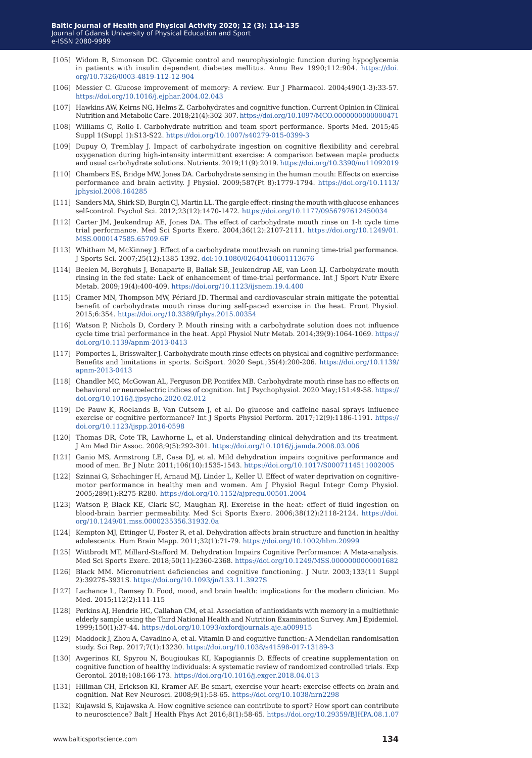[105] Widom B, Simonson DC. Glycemic control and neurophysiologic function during hypoglycemia in patients with insulin dependent diabetes mellitus. Annu Rev 1990;112:904. https://doi.org/10.7326/0003-4819-112-12-904

[106] Messier C. Glucose improvement of memory: A review. Eur J Pharmacol. 2004;490(1-3):33-57. https://doi.org/10.1016/j.ejphar.2004.02.043

[107] Hawkins AW, Keirns NG, Helms Z. Carbohydrates and cognitive function. Current Opinion in Clinical Nutrition and Metabolic Care. 2018;21(4):302-307. https://doi.org/10.1097/MCO.0000000000000471

[108] Williams C, Rollo I. Carbohydrate nutrition and team sport performance. Sports Med. 2015;45 Suppl 1(Suppl 1):S13-S22. https://doi.org/10.1007/s40279-015-0399-3

[109] Dupuy O, Tremblay J. Impact of carbohydrate ingestion on cognitive flexibility and cerebral oxygenation during high-intensity intermittent exercise: A comparison between maple products and usual carbohydrate solutions. Nutrients. 2019;11(9):2019. https://doi.org/10.3390/nu11092019

[110] Chambers ES, Bridge MW, Jones DA. Carbohydrate sensing in the human mouth: Effects on exercise performance and brain activity. J Physiol. 2009;587(Pt 8):1779-1794. https://doi.org/10.1113/jphysiol.2008.164285

[111] Sanders MA, Shirk SD, Burgin CJ, Martin LL. The gargle effect: rinsing the mouth with glucose enhances self-control. Psychol Sci. 2012;23(12):1470-1472. https://doi.org/10.1177/0956797612450034

[112] Carter JM, Jeukendrup AE, Jones DA. The effect of carbohydrate mouth rinse on 1-h cycle time trial performance. Med Sci Sports Exerc. 2004;36(12):2107-2111. https://doi.org/10.1249/01.MSS.0000147585.65709.6F

[113] Whitham M, McKinney J. Effect of a carbohydrate mouthwash on running time-trial performance. J Sports Sci. 2007;25(12):1385-1392. doi:10.1080/02640410601113676

[114] Beelen M, Berghuis J, Bonaparte B, Ballak SB, Jeukendrup AE, van Loon LJ. Carbohydrate mouth rinsing in the fed state: Lack of enhancement of time-trial performance. Int J Sport Nutr Exerc Metab. 2009;19(4):400-409. https://doi.org/10.1123/ijsnem.19.4.400

[115] Cramer MN, Thompson MW, Périard JD. Thermal and cardiovascular strain mitigate the potential benefit of carbohydrate mouth rinse during self-paced exercise in the heat. Front Physiol. 2015;6:354. https://doi.org/10.3389/fphys.2015.00354

[116] Watson P, Nichols D, Cordery P. Mouth rinsing with a carbohydrate solution does not influence cycle time trial performance in the heat. Appl Physiol Nutr Metab. 2014;39(9):1064-1069. https://doi.org/10.1139/apnm-2013-0413

[117] Pomportes L, Brisswalter J. Carbohydrate mouth rinse effects on physical and cognitive performance: Benefits and limitations in sports. SciSport. 2020 Sept.;35(4):200-206. https://doi.org/10.1139/apnm-2013-0413

[118] Chandler MC, McGowan AL, Ferguson DP, Pontifex MB. Carbohydrate mouth rinse has no effects on behavioral or neuroelectric indices of cognition. Int J Psychophysiol. 2020 May;151:49-58. https://doi.org/10.1016/j.ijpsycho.2020.02.012

[119] De Pauw K, Roelands B, Van Cutsem J, et al. Do glucose and caffeine nasal sprays influence exercise or cognitive performance? Int J Sports Physiol Perform. 2017;12(9):1186-1191. https://doi.org/10.1123/ijspp.2016-0598

[120] Thomas DR, Cote TR, Lawhorne L, et al. Understanding clinical dehydration and its treatment. J Am Med Dir Assoc. 2008;9(5):292-301. https://doi.org/10.1016/j.jamda.2008.03.006

[121] Ganio MS, Armstrong LE, Casa DJ, et al. Mild dehydration impairs cognitive performance and mood of men. Br J Nutr. 2011;106(10):1535-1543. https://doi.org/10.1017/S0007114511002005

[122] Szinnai G, Schachinger H, Arnaud MJ, Linder L, Keller U. Effect of water deprivation on cognitive-motor performance in healthy men and women. Am J Physiol Regul Integr Comp Physiol. 2005;289(1):R275-R280. https://doi.org/10.1152/ajpregu.00501.2004

[123] Watson P, Black KE, Clark SC, Maughan RJ. Exercise in the heat: effect of fluid ingestion on blood-brain barrier permeability. Med Sci Sports Exerc. 2006;38(12):2118-2124. https://doi.org/10.1249/01.mss.0000235356.31932.0a

[124] Kempton MJ, Ettinger U, Foster R, et al. Dehydration affects brain structure and function in healthy adolescents. Hum Brain Mapp. 2011;32(1):71-79. https://doi.org/10.1002/hbm.20999

[125] Wittbrodt MT, Millard-Stafford M. Dehydration Impairs Cognitive Performance: A Meta-analysis. Med Sci Sports Exerc. 2018;50(11):2360-2368. https://doi.org/10.1249/MSS.0000000000001682

[126] Black MM. Micronutrient deficiencies and cognitive functioning. J Nutr. 2003;133(11 Suppl 2):3927S-3931S. https://doi.org/10.1093/jn/133.11.3927S

[127] Lachance L, Ramsey D. Food, mood, and brain health: implications for the modern clinician. Mo Med. 2015;112(2):111-115

[128] Perkins AJ, Hendrie HC, Callahan CM, et al. Association of antioxidants with memory in a multiethnic elderly sample using the Third National Health and Nutrition Examination Survey. Am J Epidemiol. 1999;150(1):37-44. https://doi.org/10.1093/oxfordjournals.aje.a009915

[129] Maddock J, Zhou A, Cavadino A, et al. Vitamin D and cognitive function: A Mendelian randomisation study. Sci Rep. 2017;7(1):13230. https://doi.org/10.1038/s41598-017-13189-3

[130] Avgerinos KI, Spyrou N, Bougioukas KI, Kapogiannis D. Effects of creatine supplementation on cognitive function of healthy individuals: A systematic review of randomized controlled trials. Exp Gerontol. 2018;108:166-173. https://doi.org/10.1016/j.exger.2018.04.013

[131] Hillman CH, Erickson KI, Kramer AF. Be smart, exercise your heart: exercise effects on brain and cognition. Nat Rev Neurosci. 2008;9(1):58-65. https://doi.org/10.1038/nrn2298

[132] Kujawski S, Kujawska A. How cognitive science can contribute to sport? How sport can contribute to neuroscience? Balt J Health Phys Act 2016;8(1):58-65. https://doi.org/10.29359/BJHPA.08.1.07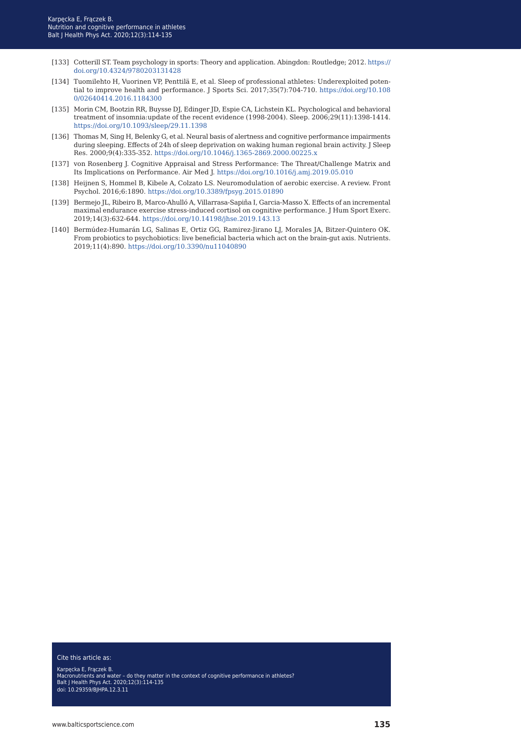[133] Cotterill ST. Team psychology in sports: Theory and application. Abingdon: Routledge; 2012. https://doi.org/10.4324/9780203131428

[134] Tuomilehto H, Vuorinen VP, Penttilä E, et al. Sleep of professional athletes: Underexploited potential to improve health and performance. J Sports Sci. 2017;35(7):704-710. https://doi.org/10.1080/02640414.2016.1184300

[135] Morin CM, Bootzin RR, Buysse DJ, Edinger JD, Espie CA, Lichstein KL. Psychological and behavioral treatment of insomnia:update of the recent evidence (1998-2004). Sleep. 2006;29(11):1398-1414. https://doi.org/10.1093/sleep/29.11.1398

[136] Thomas M, Sing H, Belenky G, et al. Neural basis of alertness and cognitive performance impairments during sleeping. Effects of 24h of sleep deprivation on waking human regional brain activity. J Sleep Res. 2000;9(4):335-352. https://doi.org/10.1046/j.1365-2869.2000.00225.x

[137] von Rosenberg J. Cognitive Appraisal and Stress Performance: The Threat/Challenge Matrix and Its Implications on Performance. Air Med J. https://doi.org/10.1016/j.amj.2019.05.010

[138] Heijnen S, Hommel B, Kibele A, Colzato LS. Neuromodulation of aerobic exercise. A review. Front Psychol. 2016;6:1890. https://doi.org/10.3389/fpsyg.2015.01890

[139] Bermejo JL, Ribeiro B, Marco-Ahulló A, Villarrasa-Sapiña I, Garcia-Masso X. Effects of an incremental maximal endurance exercise stress-induced cortisol on cognitive performance. J Hum Sport Exerc. 2019;14(3):632-644. https://doi.org/10.14198/jhse.2019.143.13

[140] Bermúdez-Humarán LG, Salinas E, Ortiz GG, Ramirez-Jirano LJ, Morales JA, Bitzer-Quintero OK. From probiotics to psychobiotics: live beneficial bacteria which act on the brain-gut axis. Nutrients. 2019;11(4):890. https://doi.org/10.3390/nu11040890

Cite this article as:

Karpęcka E, Frączek B.
Macronutrients and water – do they matter in the context of cognitive performance in athletes?
Balt J Health Phys Act. 2020;12(3):114-135
doi: 10.29359/BJHPA.12.3.11